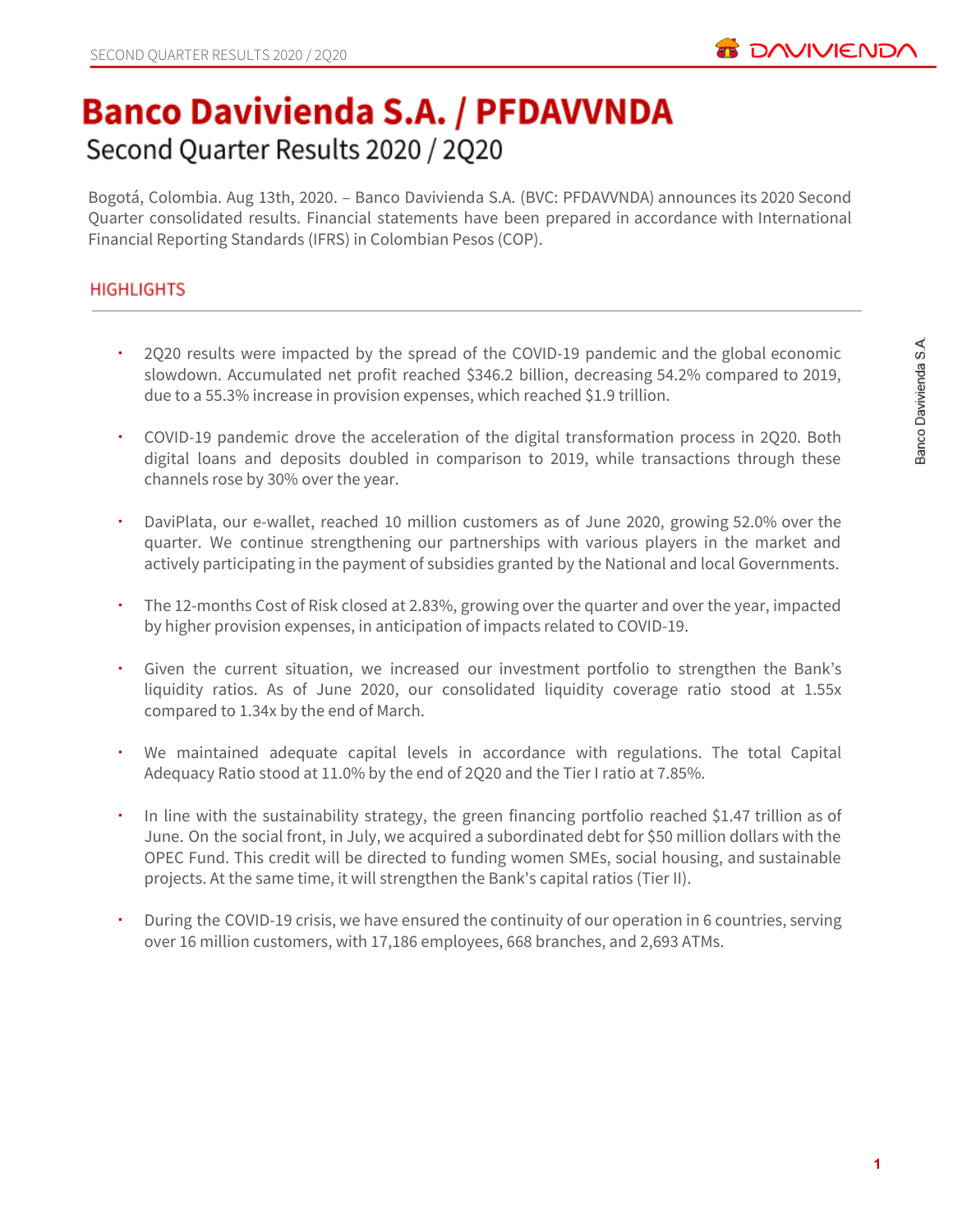# Banco Davivienda S.A. / PFDAVVNDA

## Second Quarter Results 2020 / 2Q20

Bogotá, Colombia. Aug 13th, 2020. – Banco Davivienda S.A. (BVC: PFDAVVNDA) announces its 2020 Second Quarter consolidated results. Financial statements have been prepared in accordance with International Financial Reporting Standards (IFRS) in Colombian Pesos (COP).

### HIGHLIGHTS

- 2Q20 results were impacted by the spread of the COVID-19 pandemic and the global economic slowdown. Accumulated net profit reached $346.2 billion, decreasing 54.2% compared to 2019, due to a 55.3% increase in provision expenses, which reached $1.9 trillion.
- COVID-19 pandemic drove the acceleration of the digital transformation process in 2Q20. Both digital loans and deposits doubled in comparison to 2019, while transactions through these channels rose by 30% over the year.
- DaviPlata, our e-wallet, reached 10 million customers as of June 2020, growing 52.0% over the quarter. We continue strengthening our partnerships with various players in the market and actively participating in the payment of subsidies granted by the National and local Governments.
- The 12-months Cost of Risk closed at 2.83%, growing over the quarter and over the year, impacted by higher provision expenses, in anticipation of impacts related to COVID-19.
- Given the current situation, we increased our investment portfolio to strengthen the Bank's liquidity ratios. As of June 2020, our consolidated liquidity coverage ratio stood at 1.55x compared to 1.34x by the end of March.
- We maintained adequate capital levels in accordance with regulations. The total Capital Adequacy Ratio stood at 11.0% by the end of 2Q20 and the Tier I ratio at 7.85%.
- In line with the sustainability strategy, the green financing portfolio reached $1.47 trillion as of June. On the social front, in July, we acquired a subordinated debt for $50 million dollars with the OPEC Fund. This credit will be directed to funding women SMEs, social housing, and sustainable projects. At the same time, it will strengthen the Bank's capital ratios (Tier II).
- During the COVID-19 crisis, we have ensured the continuity of our operation in 6 countries, serving over 16 million customers, with 17,186 employees, 668 branches, and 2,693 ATMs.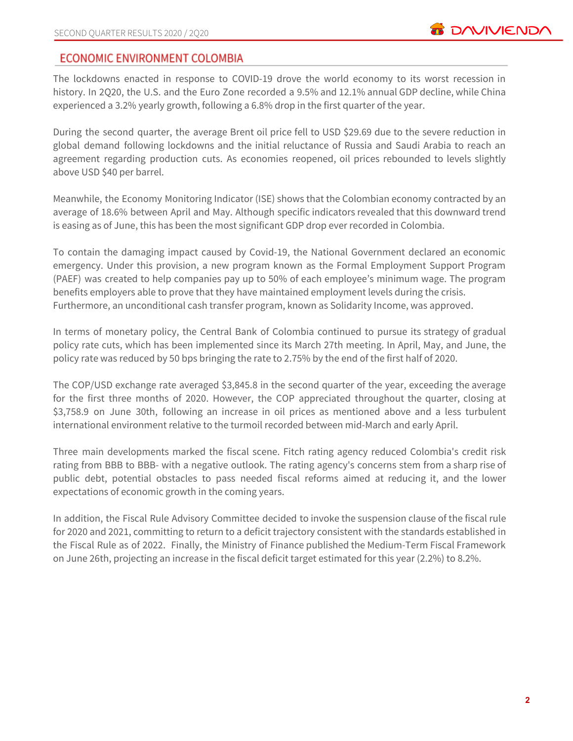## ECONOMIC ENVIRONMENT COLOMBIA

The lockdowns enacted in response to COVID-19 drove the world economy to its worst recession in history. In 2Q20, the U.S. and the Euro Zone recorded a 9.5% and 12.1% annual GDP decline, while China experienced a 3.2% yearly growth, following a 6.8% drop in the first quarter of the year.

During the second quarter, the average Brent oil price fell to USD $29.69 due to the severe reduction in global demand following lockdowns and the initial reluctance of Russia and Saudi Arabia to reach an agreement regarding production cuts. As economies reopened, oil prices rebounded to levels slightly above USD $40 per barrel.

Meanwhile, the Economy Monitoring Indicator (ISE) shows that the Colombian economy contracted by an average of 18.6% between April and May. Although specific indicators revealed that this downward trend is easing as of June, this has been the most significant GDP drop ever recorded in Colombia.

To contain the damaging impact caused by Covid-19, the National Government declared an economic emergency. Under this provision, a new program known as the Formal Employment Support Program (PAEF) was created to help companies pay up to 50% of each employee's minimum wage. The program benefits employers able to prove that they have maintained employment levels during the crisis. Furthermore, an unconditional cash transfer program, known as Solidarity Income, was approved.

In terms of monetary policy, the Central Bank of Colombia continued to pursue its strategy of gradual policy rate cuts, which has been implemented since its March 27th meeting. In April, May, and June, the policy rate was reduced by 50 bps bringing the rate to 2.75% by the end of the first half of 2020.

The COP/USD exchange rate averaged $3,845.8 in the second quarter of the year, exceeding the average for the first three months of 2020. However, the COP appreciated throughout the quarter, closing at $3,758.9 on June 30th, following an increase in oil prices as mentioned above and a less turbulent international environment relative to the turmoil recorded between mid-March and early April.

Three main developments marked the fiscal scene. Fitch rating agency reduced Colombia's credit risk rating from BBB to BBB- with a negative outlook. The rating agency's concerns stem from a sharp rise of public debt, potential obstacles to pass needed fiscal reforms aimed at reducing it, and the lower expectations of economic growth in the coming years.

In addition, the Fiscal Rule Advisory Committee decided to invoke the suspension clause of the fiscal rule for 2020 and 2021, committing to return to a deficit trajectory consistent with the standards established in the Fiscal Rule as of 2022. Finally, the Ministry of Finance published the Medium-Term Fiscal Framework on June 26th, projecting an increase in the fiscal deficit target estimated for this year (2.2%) to 8.2%.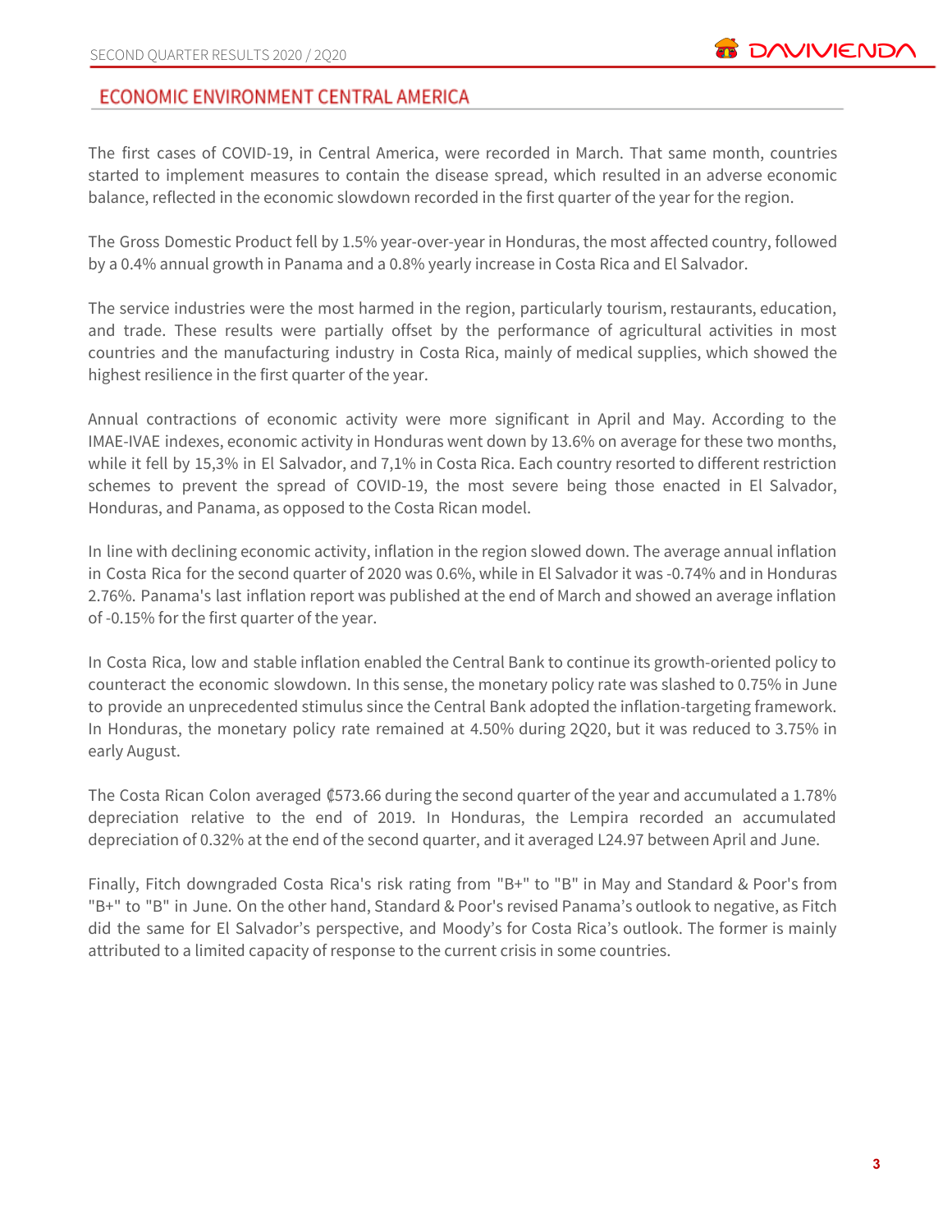## ECONOMIC ENVIRONMENT CENTRAL AMERICA

The first cases of COVID-19, in Central America, were recorded in March. That same month, countries started to implement measures to contain the disease spread, which resulted in an adverse economic balance, reflected in the economic slowdown recorded in the first quarter of the year for the region.

The Gross Domestic Product fell by 1.5% year-over-year in Honduras, the most affected country, followed by a 0.4% annual growth in Panama and a 0.8% yearly increase in Costa Rica and El Salvador.

The service industries were the most harmed in the region, particularly tourism, restaurants, education, and trade. These results were partially offset by the performance of agricultural activities in most countries and the manufacturing industry in Costa Rica, mainly of medical supplies, which showed the highest resilience in the first quarter of the year.

Annual contractions of economic activity were more significant in April and May. According to the IMAE-IVAE indexes, economic activity in Honduras went down by 13.6% on average for these two months, while it fell by 15,3% in El Salvador, and 7,1% in Costa Rica. Each country resorted to different restriction schemes to prevent the spread of COVID-19, the most severe being those enacted in El Salvador, Honduras, and Panama, as opposed to the Costa Rican model.

In line with declining economic activity, inflation in the region slowed down. The average annual inflation in Costa Rica for the second quarter of 2020 was 0.6%, while in El Salvador it was -0.74% and in Honduras 2.76%. Panama's last inflation report was published at the end of March and showed an average inflation of -0.15% for the first quarter of the year.

In Costa Rica, low and stable inflation enabled the Central Bank to continue its growth-oriented policy to counteract the economic slowdown. In this sense, the monetary policy rate was slashed to 0.75% in June to provide an unprecedented stimulus since the Central Bank adopted the inflation-targeting framework. In Honduras, the monetary policy rate remained at 4.50% during 2Q20, but it was reduced to 3.75% in early August.

The Costa Rican Colon averaged ₡573.66 during the second quarter of the year and accumulated a 1.78% depreciation relative to the end of 2019. In Honduras, the Lempira recorded an accumulated depreciation of 0.32% at the end of the second quarter, and it averaged L24.97 between April and June.

Finally, Fitch downgraded Costa Rica's risk rating from "B+" to "B" in May and Standard & Poor's from "B+" to "B" in June. On the other hand, Standard & Poor's revised Panama's outlook to negative, as Fitch did the same for El Salvador's perspective, and Moody's for Costa Rica's outlook. The former is mainly attributed to a limited capacity of response to the current crisis in some countries.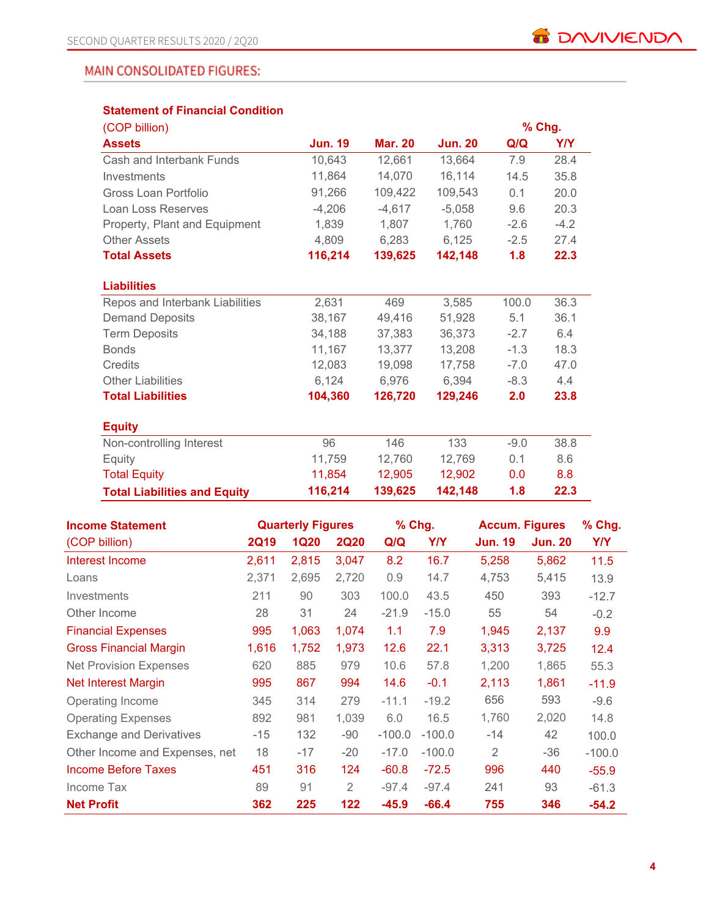## MAIN CONSOLIDATED FIGURES:

**Statement of Financial Condition**

| (COP billion) | | | | % Chg. | |
|---|---|---|---|---|---|
| **Assets** | **Jun. 19** | **Mar. 20** | **Jun. 20** | **Q/Q** | **Y/Y** |
| Cash and Interbank Funds | 10,643 | 12,661 | 13,664 | 7.9 | 28.4 |
| Investments | 11,864 | 14,070 | 16,114 | 14.5 | 35.8 |
| Gross Loan Portfolio | 91,266 | 109,422 | 109,543 | 0.1 | 20.0 |
| Loan Loss Reserves | -4,206 | -4,617 | -5,058 | 9.6 | 20.3 |
| Property, Plant and Equipment | 1,839 | 1,807 | 1,760 | -2.6 | -4.2 |
| Other Assets | 4,809 | 6,283 | 6,125 | -2.5 | 27.4 |
| **Total Assets** | **116,214** | **139,625** | **142,148** | **1.8** | **22.3** |
| **Liabilities** | | | | | |
| Repos and Interbank Liabilities | 2,631 | 469 | 3,585 | 100.0 | 36.3 |
| Demand Deposits | 38,167 | 49,416 | 51,928 | 5.1 | 36.1 |
| Term Deposits | 34,188 | 37,383 | 36,373 | -2.7 | 6.4 |
| Bonds | 11,167 | 13,377 | 13,208 | -1.3 | 18.3 |
| Credits | 12,083 | 19,098 | 17,758 | -7.0 | 47.0 |
| Other Liabilities | 6,124 | 6,976 | 6,394 | -8.3 | 4.4 |
| **Total Liabilities** | **104,360** | **126,720** | **129,246** | **2.0** | **23.8** |
| **Equity** | | | | | |
| Non-controlling Interest | 96 | 146 | 133 | -9.0 | 38.8 |
| Equity | 11,759 | 12,760 | 12,769 | 0.1 | 8.6 |
| Total Equity | 11,854 | 12,905 | 12,902 | 0.0 | 8.8 |
| **Total Liabilities and Equity** | **116,214** | **139,625** | **142,148** | **1.8** | **22.3** |

| **Income Statement** | **Quarterly Figures** | | | **% Chg.** | | **Accum. Figures** | | **% Chg.** |
|---|---|---|---|---|---|---|---|---|
| (COP billion) | **2Q19** | **1Q20** | **2Q20** | **Q/Q** | **Y/Y** | **Jun. 19** | **Jun. 20** | **Y/Y** |
| Interest Income | 2,611 | 2,815 | 3,047 | 8.2 | 16.7 | 5,258 | 5,862 | 11.5 |
| Loans | 2,371 | 2,695 | 2,720 | 0.9 | 14.7 | 4,753 | 5,415 | 13.9 |
| Investments | 211 | 90 | 303 | 100.0 | 43.5 | 450 | 393 | -12.7 |
| Other Income | 28 | 31 | 24 | -21.9 | -15.0 | 55 | 54 | -0.2 |
| Financial Expenses | 995 | 1,063 | 1,074 | 1.1 | 7.9 | 1,945 | 2,137 | 9.9 |
| Gross Financial Margin | 1,616 | 1,752 | 1,973 | 12.6 | 22.1 | 3,313 | 3,725 | 12.4 |
| Net Provision Expenses | 620 | 885 | 979 | 10.6 | 57.8 | 1,200 | 1,865 | 55.3 |
| Net Interest Margin | 995 | 867 | 994 | 14.6 | -0.1 | 2,113 | 1,861 | -11.9 |
| Operating Income | 345 | 314 | 279 | -11.1 | -19.2 | 656 | 593 | -9.6 |
| Operating Expenses | 892 | 981 | 1,039 | 6.0 | 16.5 | 1,760 | 2,020 | 14.8 |
| Exchange and Derivatives | -15 | 132 | -90 | -100.0 | -100.0 | -14 | 42 | 100.0 |
| Other Income and Expenses, net | 18 | -17 | -20 | -17.0 | -100.0 | 2 | -36 | -100.0 |
| Income Before Taxes | 451 | 316 | 124 | -60.8 | -72.5 | 996 | 440 | -55.9 |
| Income Tax | 89 | 91 | 2 | -97.4 | -97.4 | 241 | 93 | -61.3 |
| **Net Profit** | **362** | **225** | **122** | **-45.9** | **-66.4** | **755** | **346** | **-54.2** |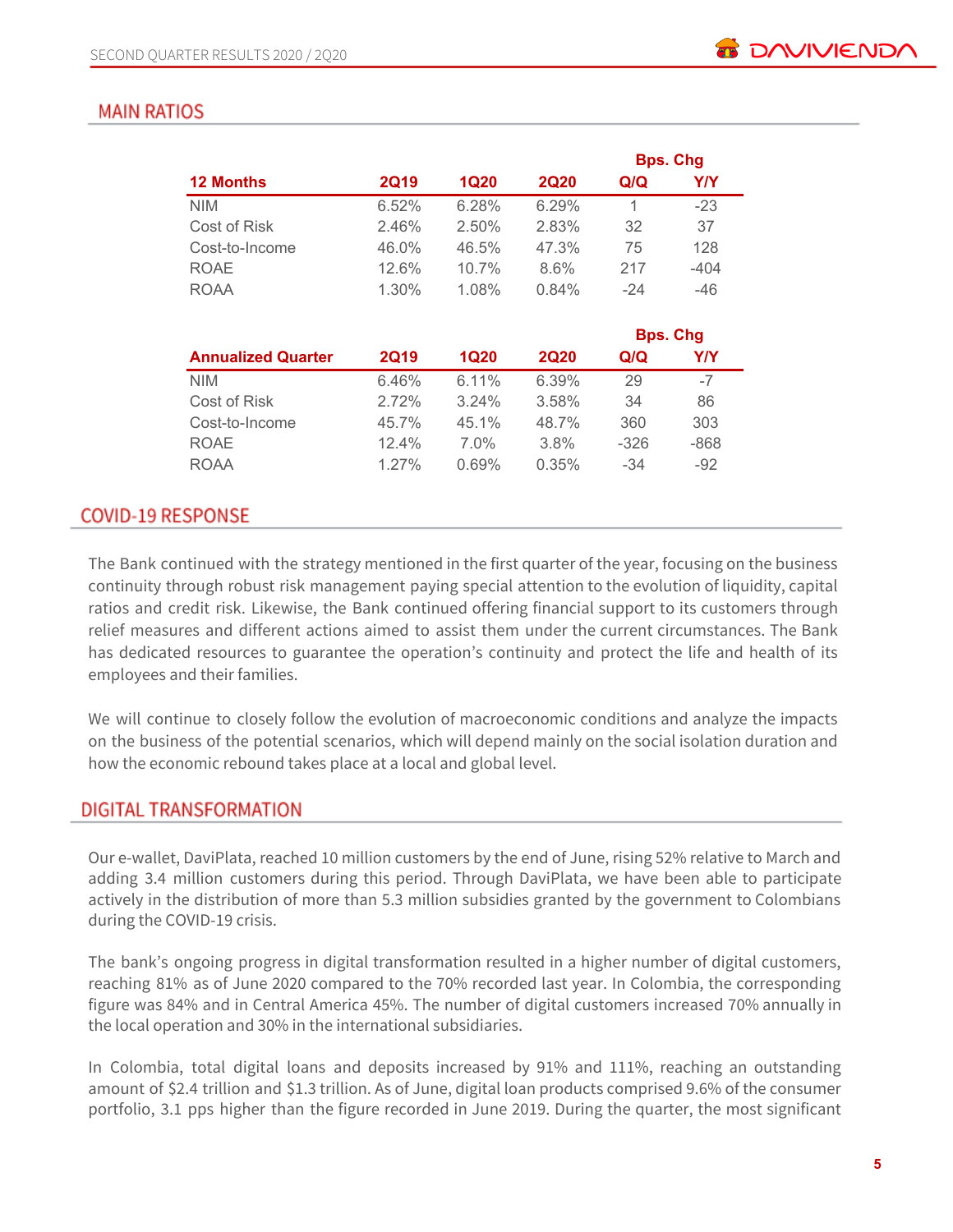## MAIN RATIOS

| 12 Months | 2Q19 | 1Q20 | 2Q20 | Bps. Chg Q/Q | Bps. Chg Y/Y |
|---|---|---|---|---|---|
| NIM | 6.52% | 6.28% | 6.29% | 1 | -23 |
| Cost of Risk | 2.46% | 2.50% | 2.83% | 32 | 37 |
| Cost-to-Income | 46.0% | 46.5% | 47.3% | 75 | 128 |
| ROAE | 12.6% | 10.7% | 8.6% | 217 | -404 |
| ROAA | 1.30% | 1.08% | 0.84% | -24 | -46 |

| Annualized Quarter | 2Q19 | 1Q20 | 2Q20 | Bps. Chg Q/Q | Bps. Chg Y/Y |
|---|---|---|---|---|---|
| NIM | 6.46% | 6.11% | 6.39% | 29 | -7 |
| Cost of Risk | 2.72% | 3.24% | 3.58% | 34 | 86 |
| Cost-to-Income | 45.7% | 45.1% | 48.7% | 360 | 303 |
| ROAE | 12.4% | 7.0% | 3.8% | -326 | -868 |
| ROAA | 1.27% | 0.69% | 0.35% | -34 | -92 |

## COVID-19 RESPONSE

The Bank continued with the strategy mentioned in the first quarter of the year, focusing on the business continuity through robust risk management paying special attention to the evolution of liquidity, capital ratios and credit risk. Likewise, the Bank continued offering financial support to its customers through relief measures and different actions aimed to assist them under the current circumstances. The Bank has dedicated resources to guarantee the operation's continuity and protect the life and health of its employees and their families.

We will continue to closely follow the evolution of macroeconomic conditions and analyze the impacts on the business of the potential scenarios, which will depend mainly on the social isolation duration and how the economic rebound takes place at a local and global level.

## DIGITAL TRANSFORMATION

Our e-wallet, DaviPlata, reached 10 million customers by the end of June, rising 52% relative to March and adding 3.4 million customers during this period. Through DaviPlata, we have been able to participate actively in the distribution of more than 5.3 million subsidies granted by the government to Colombians during the COVID-19 crisis.

The bank's ongoing progress in digital transformation resulted in a higher number of digital customers, reaching 81% as of June 2020 compared to the 70% recorded last year. In Colombia, the corresponding figure was 84% and in Central America 45%. The number of digital customers increased 70% annually in the local operation and 30% in the international subsidiaries.

In Colombia, total digital loans and deposits increased by 91% and 111%, reaching an outstanding amount of $2.4 trillion and $1.3 trillion. As of June, digital loan products comprised 9.6% of the consumer portfolio, 3.1 pps higher than the figure recorded in June 2019. During the quarter, the most significant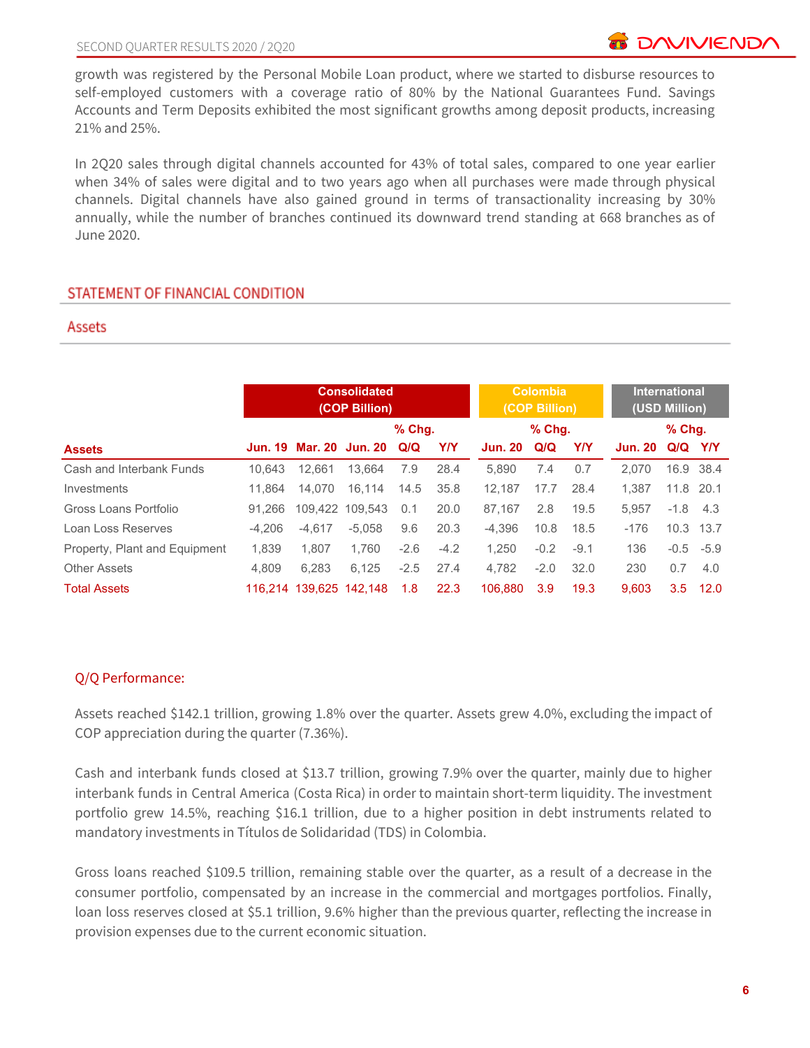growth was registered by the Personal Mobile Loan product, where we started to disburse resources to self-employed customers with a coverage ratio of 80% by the National Guarantees Fund. Savings Accounts and Term Deposits exhibited the most significant growths among deposit products, increasing 21% and 25%.

In 2Q20 sales through digital channels accounted for 43% of total sales, compared to one year earlier when 34% of sales were digital and to two years ago when all purchases were made through physical channels. Digital channels have also gained ground in terms of transactionality increasing by 30% annually, while the number of branches continued its downward trend standing at 668 branches as of June 2020.

## STATEMENT OF FINANCIAL CONDITION

### Assets

| | Consolidated (COP Billion) | | | | | Colombia (COP Billion) | | | International (USD Million) | | |
|---|---|---|---|---|---|---|---|---|---|---|---|
| | | | | % Chg. | | | % Chg. | | | % Chg. | |
| **Assets** | **Jun. 19** | **Mar. 20** | **Jun. 20** | **Q/Q** | **Y/Y** | **Jun. 20** | **Q/Q** | **Y/Y** | **Jun. 20** | **Q/Q** | **Y/Y** |
| Cash and Interbank Funds | 10,643 | 12,661 | 13,664 | 7.9 | 28.4 | 5,890 | 7.4 | 0.7 | 2,070 | 16.9 | 38.4 |
| Investments | 11,864 | 14,070 | 16,114 | 14.5 | 35.8 | 12,187 | 17.7 | 28.4 | 1,387 | 11.8 | 20.1 |
| Gross Loans Portfolio | 91,266 | 109,422 | 109,543 | 0.1 | 20.0 | 87,167 | 2.8 | 19.5 | 5,957 | -1.8 | 4.3 |
| Loan Loss Reserves | -4,206 | -4,617 | -5,058 | 9.6 | 20.3 | -4,396 | 10.8 | 18.5 | -176 | 10.3 | 13.7 |
| Property, Plant and Equipment | 1,839 | 1,807 | 1,760 | -2.6 | -4.2 | 1,250 | -0.2 | -9.1 | 136 | -0.5 | -5.9 |
| Other Assets | 4,809 | 6,283 | 6,125 | -2.5 | 27.4 | 4,782 | -2.0 | 32.0 | 230 | 0.7 | 4.0 |
| Total Assets | 116,214 | 139,625 | 142,148 | 1.8 | 22.3 | 106,880 | 3.9 | 19.3 | 9,603 | 3.5 | 12.0 |

#### Q/Q Performance:

Assets reached $142.1 trillion, growing 1.8% over the quarter. Assets grew 4.0%, excluding the impact of COP appreciation during the quarter (7.36%).

Cash and interbank funds closed at $13.7 trillion, growing 7.9% over the quarter, mainly due to higher interbank funds in Central America (Costa Rica) in order to maintain short-term liquidity. The investment portfolio grew 14.5%, reaching $16.1 trillion, due to a higher position in debt instruments related to mandatory investments in Títulos de Solidaridad (TDS) in Colombia.

Gross loans reached $109.5 trillion, remaining stable over the quarter, as a result of a decrease in the consumer portfolio, compensated by an increase in the commercial and mortgages portfolios. Finally, loan loss reserves closed at $5.1 trillion, 9.6% higher than the previous quarter, reflecting the increase in provision expenses due to the current economic situation.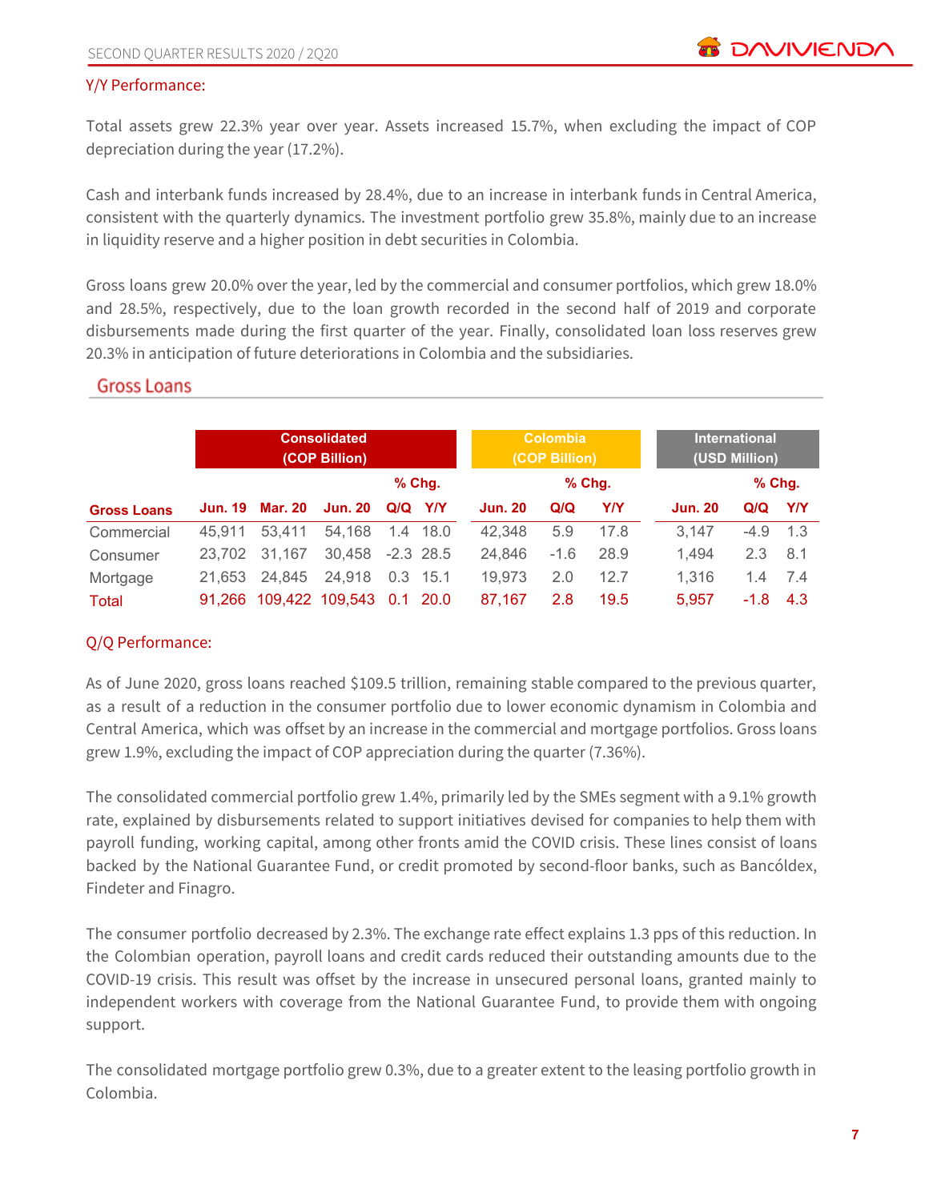### Y/Y Performance:

Total assets grew 22.3% year over year. Assets increased 15.7%, when excluding the impact of COP depreciation during the year (17.2%).

Cash and interbank funds increased by 28.4%, due to an increase in interbank funds in Central America, consistent with the quarterly dynamics. The investment portfolio grew 35.8%, mainly due to an increase in liquidity reserve and a higher position in debt securities in Colombia.

Gross loans grew 20.0% over the year, led by the commercial and consumer portfolios, which grew 18.0% and 28.5%, respectively, due to the loan growth recorded in the second half of 2019 and corporate disbursements made during the first quarter of the year. Finally, consolidated loan loss reserves grew 20.3% in anticipation of future deteriorations in Colombia and the subsidiaries.

## Gross Loans

| | Consolidated (COP Billion) | | | | | Colombia (COP Billion) | | | International (USD Million) | | |
|---|---|---|---|---|---|---|---|---|---|---|---|
| | | | | % Chg. | | | % Chg. | | | % Chg. | |
| **Gross Loans** | **Jun. 19** | **Mar. 20** | **Jun. 20** | **Q/Q** | **Y/Y** | **Jun. 20** | **Q/Q** | **Y/Y** | **Jun. 20** | **Q/Q** | **Y/Y** |
| Commercial | 45,911 | 53,411 | 54,168 | 1.4 | 18.0 | 42,348 | 5.9 | 17.8 | 3,147 | -4.9 | 1.3 |
| Consumer | 23,702 | 31,167 | 30,458 | -2.3 | 28.5 | 24,846 | -1.6 | 28.9 | 1,494 | 2.3 | 8.1 |
| Mortgage | 21,653 | 24,845 | 24,918 | 0.3 | 15.1 | 19,973 | 2.0 | 12.7 | 1,316 | 1.4 | 7.4 |
| Total | 91,266 | 109,422 | 109,543 | 0.1 | 20.0 | 87,167 | 2.8 | 19.5 | 5,957 | -1.8 | 4.3 |

### Q/Q Performance:

As of June 2020, gross loans reached $109.5 trillion, remaining stable compared to the previous quarter, as a result of a reduction in the consumer portfolio due to lower economic dynamism in Colombia and Central America, which was offset by an increase in the commercial and mortgage portfolios. Gross loans grew 1.9%, excluding the impact of COP appreciation during the quarter (7.36%).

The consolidated commercial portfolio grew 1.4%, primarily led by the SMEs segment with a 9.1% growth rate, explained by disbursements related to support initiatives devised for companies to help them with payroll funding, working capital, among other fronts amid the COVID crisis. These lines consist of loans backed by the National Guarantee Fund, or credit promoted by second-floor banks, such as Bancóldex, Findeter and Finagro.

The consumer portfolio decreased by 2.3%. The exchange rate effect explains 1.3 pps of this reduction. In the Colombian operation, payroll loans and credit cards reduced their outstanding amounts due to the COVID-19 crisis. This result was offset by the increase in unsecured personal loans, granted mainly to independent workers with coverage from the National Guarantee Fund, to provide them with ongoing support.

The consolidated mortgage portfolio grew 0.3%, due to a greater extent to the leasing portfolio growth in Colombia.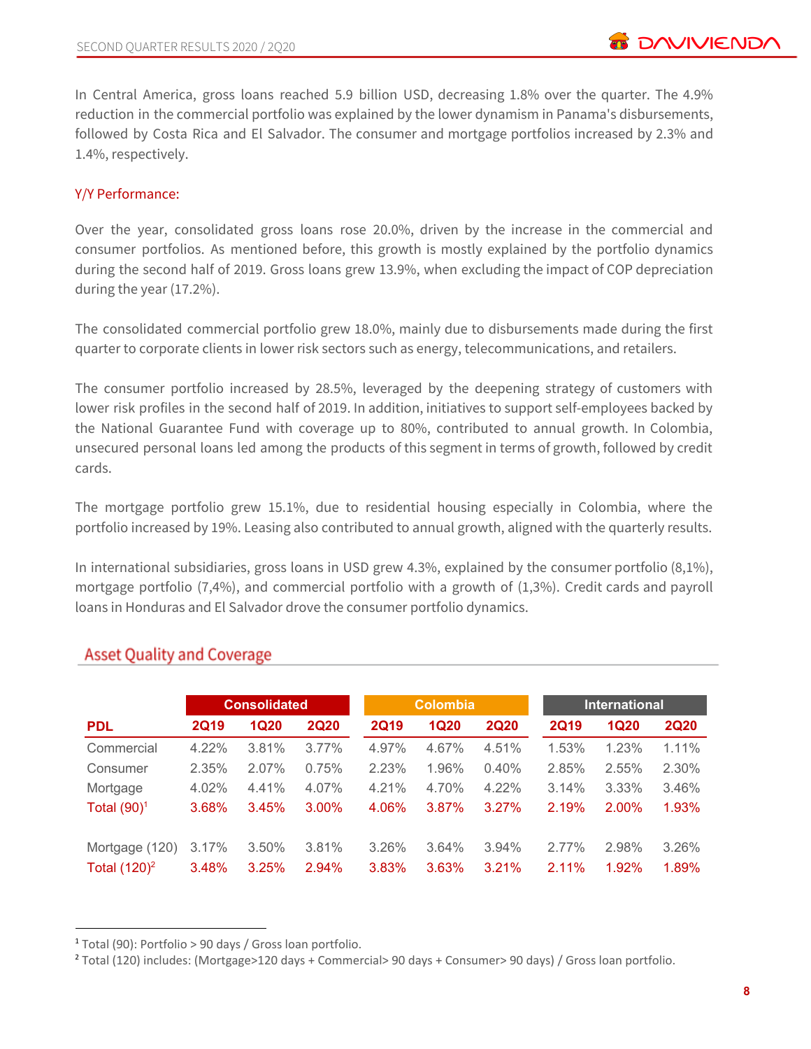In Central America, gross loans reached 5.9 billion USD, decreasing 1.8% over the quarter. The 4.9% reduction in the commercial portfolio was explained by the lower dynamism in Panama's disbursements, followed by Costa Rica and El Salvador. The consumer and mortgage portfolios increased by 2.3% and 1.4%, respectively.

### Y/Y Performance:

Over the year, consolidated gross loans rose 20.0%, driven by the increase in the commercial and consumer portfolios. As mentioned before, this growth is mostly explained by the portfolio dynamics during the second half of 2019. Gross loans grew 13.9%, when excluding the impact of COP depreciation during the year (17.2%).

The consolidated commercial portfolio grew 18.0%, mainly due to disbursements made during the first quarter to corporate clients in lower risk sectors such as energy, telecommunications, and retailers.

The consumer portfolio increased by 28.5%, leveraged by the deepening strategy of customers with lower risk profiles in the second half of 2019. In addition, initiatives to support self-employees backed by the National Guarantee Fund with coverage up to 80%, contributed to annual growth. In Colombia, unsecured personal loans led among the products of this segment in terms of growth, followed by credit cards.

The mortgage portfolio grew 15.1%, due to residential housing especially in Colombia, where the portfolio increased by 19%. Leasing also contributed to annual growth, aligned with the quarterly results.

In international subsidiaries, gross loans in USD grew 4.3%, explained by the consumer portfolio (8,1%), mortgage portfolio (7,4%), and commercial portfolio with a growth of (1,3%). Credit cards and payroll loans in Honduras and El Salvador drove the consumer portfolio dynamics.

## Asset Quality and Coverage

| | Consolidated | | | Colombia | | | International | | |
|---|---|---|---|---|---|---|---|---|---|
| **PDL** | **2Q19** | **1Q20** | **2Q20** | **2Q19** | **1Q20** | **2Q20** | **2Q19** | **1Q20** | **2Q20** |
| Commercial | 4.22% | 3.81% | 3.77% | 4.97% | 4.67% | 4.51% | 1.53% | 1.23% | 1.11% |
| Consumer | 2.35% | 2.07% | 0.75% | 2.23% | 1.96% | 0.40% | 2.85% | 2.55% | 2.30% |
| Mortgage | 4.02% | 4.41% | 4.07% | 4.21% | 4.70% | 4.22% | 3.14% | 3.33% | 3.46% |
| Total (90)[1] | 3.68% | 3.45% | 3.00% | 4.06% | 3.87% | 3.27% | 2.19% | 2.00% | 1.93% |
| | | | | | | | | | |
| Mortgage (120) | 3.17% | 3.50% | 3.81% | 3.26% | 3.64% | 3.94% | 2.77% | 2.98% | 3.26% |
| Total (120)[2] | 3.48% | 3.25% | 2.94% | 3.83% | 3.63% | 3.21% | 2.11% | 1.92% | 1.89% |

[1] Total (90): Portfolio > 90 days / Gross loan portfolio.

[2] Total (120) includes: (Mortgage>120 days + Commercial> 90 days + Consumer> 90 days) / Gross loan portfolio.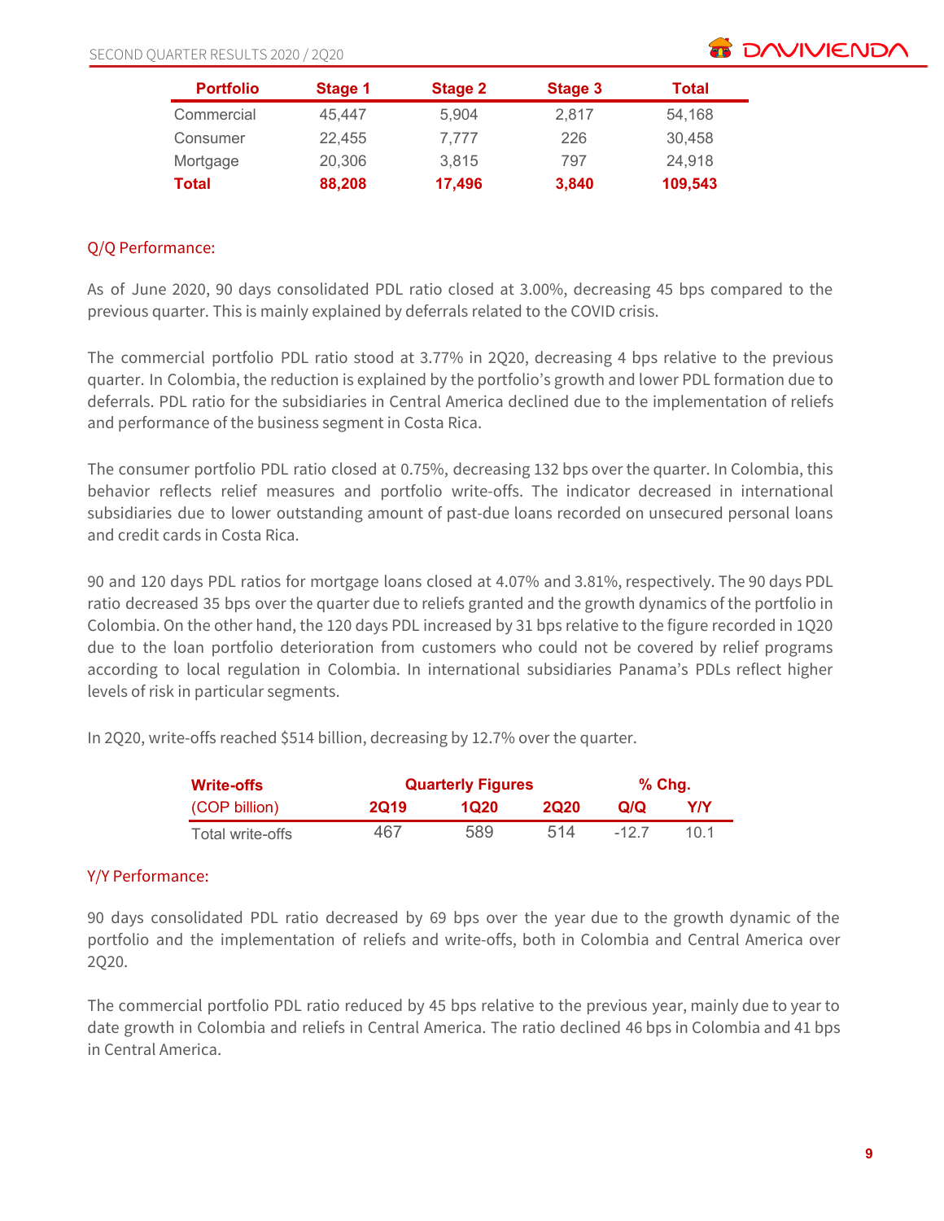| Portfolio | Stage 1 | Stage 2 | Stage 3 | Total |
|---|---|---|---|---|
| Commercial | 45,447 | 5,904 | 2,817 | 54,168 |
| Consumer | 22,455 | 7,777 | 226 | 30,458 |
| Mortgage | 20,306 | 3,815 | 797 | 24,918 |
| **Total** | **88,208** | **17,496** | **3,840** | **109,543** |

## Q/Q Performance:

As of June 2020, 90 days consolidated PDL ratio closed at 3.00%, decreasing 45 bps compared to the previous quarter. This is mainly explained by deferrals related to the COVID crisis.

The commercial portfolio PDL ratio stood at 3.77% in 2Q20, decreasing 4 bps relative to the previous quarter. In Colombia, the reduction is explained by the portfolio's growth and lower PDL formation due to deferrals. PDL ratio for the subsidiaries in Central America declined due to the implementation of reliefs and performance of the business segment in Costa Rica.

The consumer portfolio PDL ratio closed at 0.75%, decreasing 132 bps over the quarter. In Colombia, this behavior reflects relief measures and portfolio write-offs. The indicator decreased in international subsidiaries due to lower outstanding amount of past-due loans recorded on unsecured personal loans and credit cards in Costa Rica.

90 and 120 days PDL ratios for mortgage loans closed at 4.07% and 3.81%, respectively. The 90 days PDL ratio decreased 35 bps over the quarter due to reliefs granted and the growth dynamics of the portfolio in Colombia. On the other hand, the 120 days PDL increased by 31 bps relative to the figure recorded in 1Q20 due to the loan portfolio deterioration from customers who could not be covered by relief programs according to local regulation in Colombia. In international subsidiaries Panama's PDLs reflect higher levels of risk in particular segments.

In 2Q20, write-offs reached $514 billion, decreasing by 12.7% over the quarter.

| Write-offs (COP billion) | Quarterly Figures | | | % Chg. | |
|---|---|---|---|---|---|
| | 2Q19 | 1Q20 | 2Q20 | Q/Q | Y/Y |
| Total write-offs | 467 | 589 | 514 | -12.7 | 10.1 |

## Y/Y Performance:

90 days consolidated PDL ratio decreased by 69 bps over the year due to the growth dynamic of the portfolio and the implementation of reliefs and write-offs, both in Colombia and Central America over 2Q20.

The commercial portfolio PDL ratio reduced by 45 bps relative to the previous year, mainly due to year to date growth in Colombia and reliefs in Central America. The ratio declined 46 bps in Colombia and 41 bps in Central America.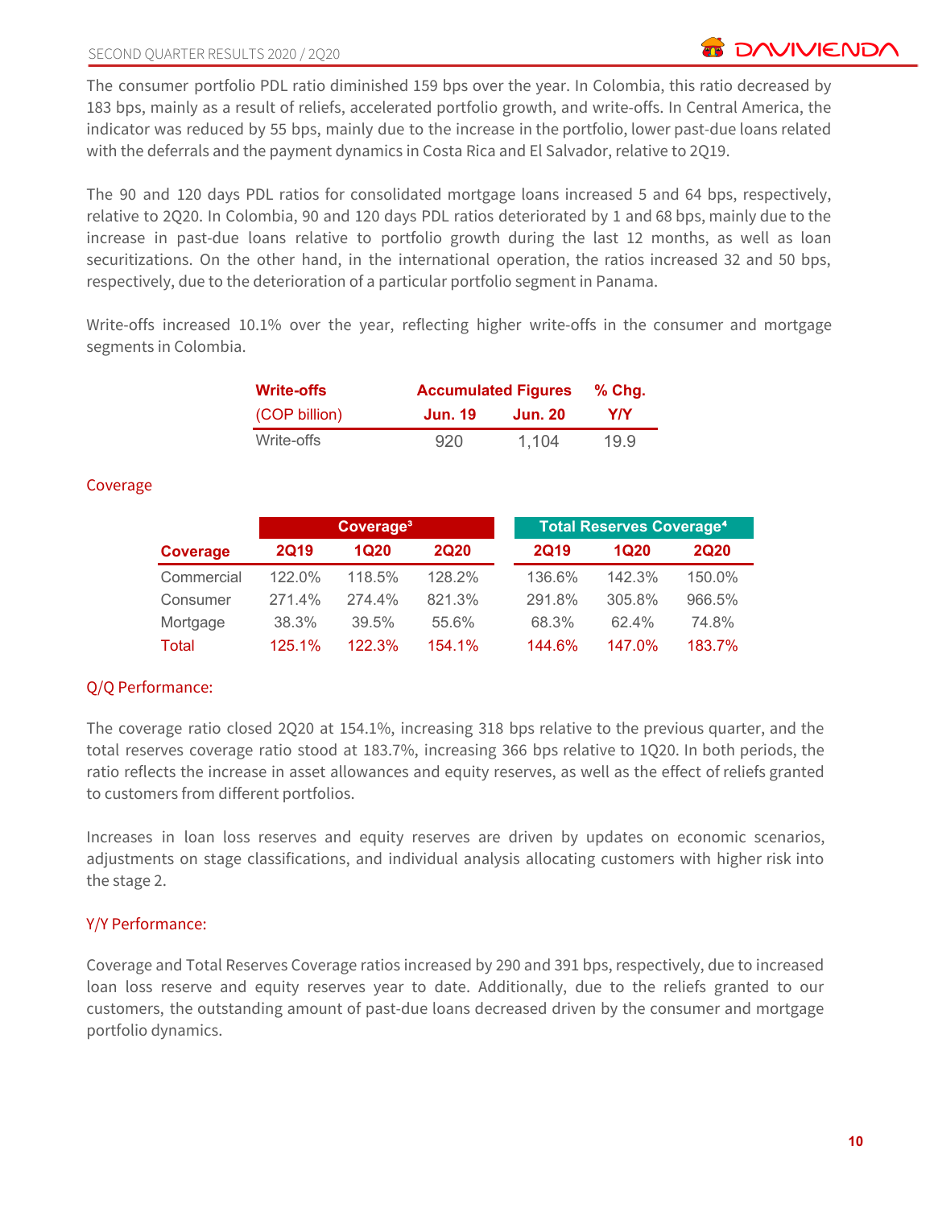The consumer portfolio PDL ratio diminished 159 bps over the year. In Colombia, this ratio decreased by 183 bps, mainly as a result of reliefs, accelerated portfolio growth, and write-offs. In Central America, the indicator was reduced by 55 bps, mainly due to the increase in the portfolio, lower past-due loans related with the deferrals and the payment dynamics in Costa Rica and El Salvador, relative to 2Q19.

The 90 and 120 days PDL ratios for consolidated mortgage loans increased 5 and 64 bps, respectively, relative to 2Q20. In Colombia, 90 and 120 days PDL ratios deteriorated by 1 and 68 bps, mainly due to the increase in past-due loans relative to portfolio growth during the last 12 months, as well as loan securitizations. On the other hand, in the international operation, the ratios increased 32 and 50 bps, respectively, due to the deterioration of a particular portfolio segment in Panama.

Write-offs increased 10.1% over the year, reflecting higher write-offs in the consumer and mortgage segments in Colombia.

| Write-offs | Accumulated Figures | | % Chg. |
|---|---|---|---|
| (COP billion) | Jun. 19 | Jun. 20 | Y/Y |
| Write-offs | 920 | 1,104 | 19.9 |

## Coverage

| Coverage | Coverage[3] | | | Total Reserves Coverage[4] | | |
|---|---|---|---|---|---|---|
| | 2Q19 | 1Q20 | 2Q20 | 2Q19 | 1Q20 | 2Q20 |
| Commercial | 122.0% | 118.5% | 128.2% | 136.6% | 142.3% | 150.0% |
| Consumer | 271.4% | 274.4% | 821.3% | 291.8% | 305.8% | 966.5% |
| Mortgage | 38.3% | 39.5% | 55.6% | 68.3% | 62.4% | 74.8% |
| Total | 125.1% | 122.3% | 154.1% | 144.6% | 147.0% | 183.7% |

### Q/Q Performance:

The coverage ratio closed 2Q20 at 154.1%, increasing 318 bps relative to the previous quarter, and the total reserves coverage ratio stood at 183.7%, increasing 366 bps relative to 1Q20. In both periods, the ratio reflects the increase in asset allowances and equity reserves, as well as the effect of reliefs granted to customers from different portfolios.

Increases in loan loss reserves and equity reserves are driven by updates on economic scenarios, adjustments on stage classifications, and individual analysis allocating customers with higher risk into the stage 2.

### Y/Y Performance:

Coverage and Total Reserves Coverage ratios increased by 290 and 391 bps, respectively, due to increased loan loss reserve and equity reserves year to date. Additionally, due to the reliefs granted to our customers, the outstanding amount of past-due loans decreased driven by the consumer and mortgage portfolio dynamics.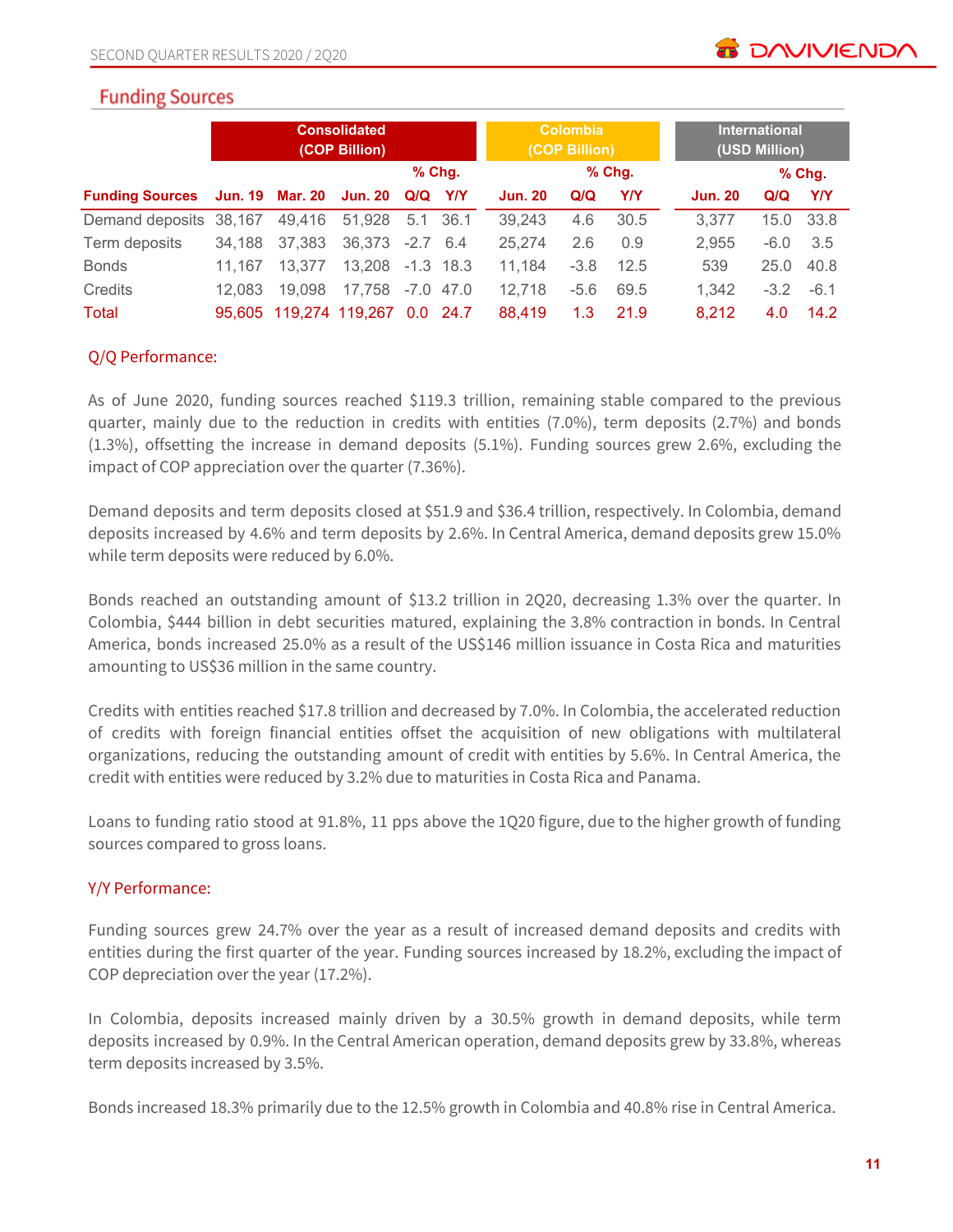## Funding Sources

| Funding Sources | Consolidated (COP Billion) | | | | | Colombia (COP Billion) | | | International (USD Million) | | |
|---|---|---|---|---|---|---|---|---|---|---|---|
| | | | | % Chg. | | | % Chg. | | | % Chg. | |
| | Jun. 19 | Mar. 20 | Jun. 20 | Q/Q | Y/Y | Jun. 20 | Q/Q | Y/Y | Jun. 20 | Q/Q | Y/Y |
| Demand deposits | 38,167 | 49,416 | 51,928 | 5.1 | 36.1 | 39,243 | 4.6 | 30.5 | 3,377 | 15.0 | 33.8 |
| Term deposits | 34,188 | 37,383 | 36,373 | -2.7 | 6.4 | 25,274 | 2.6 | 0.9 | 2,955 | -6.0 | 3.5 |
| Bonds | 11,167 | 13,377 | 13,208 | -1.3 | 18.3 | 11,184 | -3.8 | 12.5 | 539 | 25.0 | 40.8 |
| Credits | 12,083 | 19,098 | 17,758 | -7.0 | 47.0 | 12,718 | -5.6 | 69.5 | 1,342 | -3.2 | -6.1 |
| Total | 95,605 | 119,274 | 119,267 | 0.0 | 24.7 | 88,419 | 1.3 | 21.9 | 8,212 | 4.0 | 14.2 |

### Q/Q Performance:

As of June 2020, funding sources reached $119.3 trillion, remaining stable compared to the previous quarter, mainly due to the reduction in credits with entities (7.0%), term deposits (2.7%) and bonds (1.3%), offsetting the increase in demand deposits (5.1%). Funding sources grew 2.6%, excluding the impact of COP appreciation over the quarter (7.36%).

Demand deposits and term deposits closed at $51.9 and $36.4 trillion, respectively. In Colombia, demand deposits increased by 4.6% and term deposits by 2.6%. In Central America, demand deposits grew 15.0% while term deposits were reduced by 6.0%.

Bonds reached an outstanding amount of $13.2 trillion in 2Q20, decreasing 1.3% over the quarter. In Colombia, $444 billion in debt securities matured, explaining the 3.8% contraction in bonds. In Central America, bonds increased 25.0% as a result of the US$146 million issuance in Costa Rica and maturities amounting to US$36 million in the same country.

Credits with entities reached $17.8 trillion and decreased by 7.0%. In Colombia, the accelerated reduction of credits with foreign financial entities offset the acquisition of new obligations with multilateral organizations, reducing the outstanding amount of credit with entities by 5.6%. In Central America, the credit with entities were reduced by 3.2% due to maturities in Costa Rica and Panama.

Loans to funding ratio stood at 91.8%, 11 pps above the 1Q20 figure, due to the higher growth of funding sources compared to gross loans.

### Y/Y Performance:

Funding sources grew 24.7% over the year as a result of increased demand deposits and credits with entities during the first quarter of the year. Funding sources increased by 18.2%, excluding the impact of COP depreciation over the year (17.2%).

In Colombia, deposits increased mainly driven by a 30.5% growth in demand deposits, while term deposits increased by 0.9%. In the Central American operation, demand deposits grew by 33.8%, whereas term deposits increased by 3.5%.

Bonds increased 18.3% primarily due to the 12.5% growth in Colombia and 40.8% rise in Central America.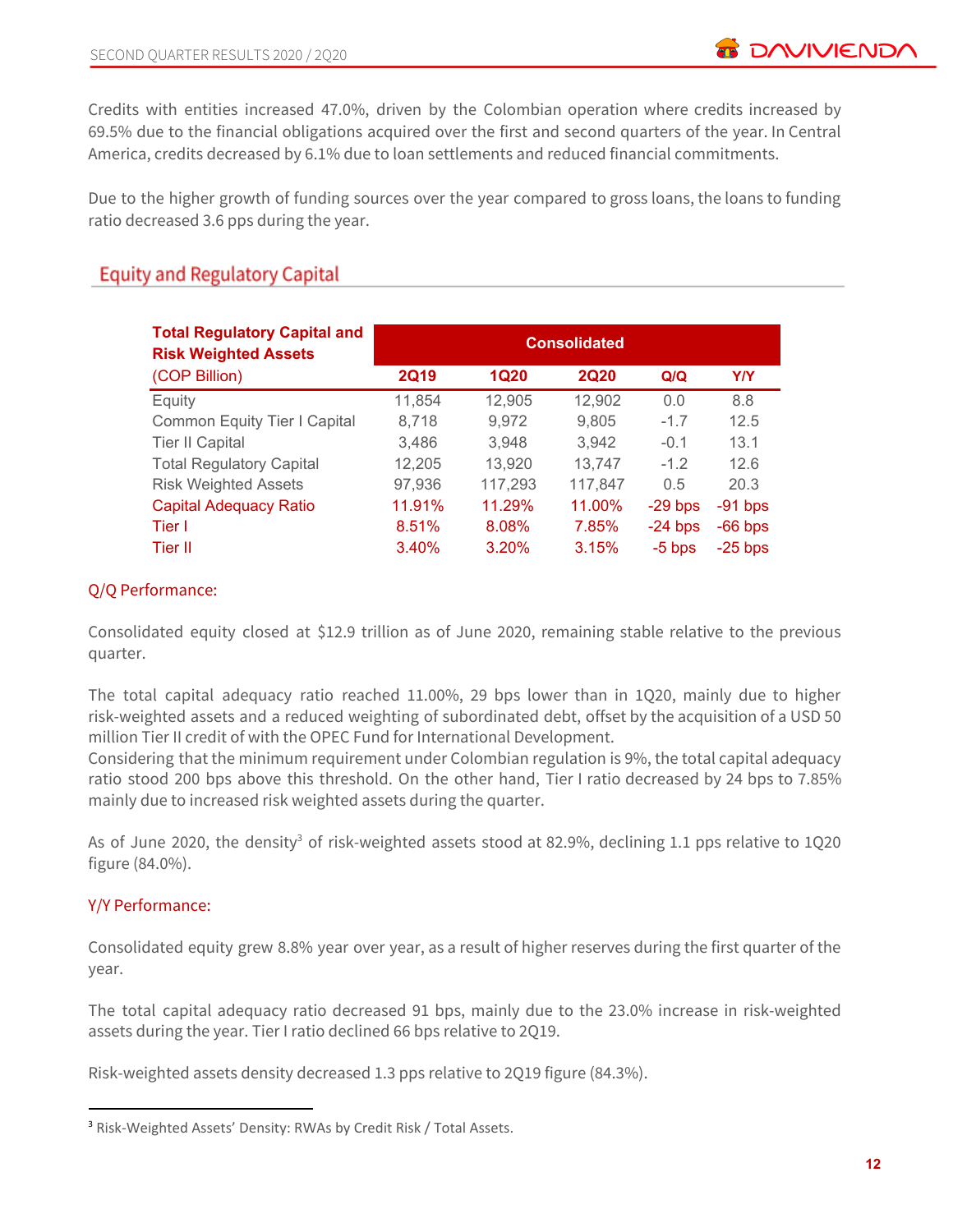Credits with entities increased 47.0%, driven by the Colombian operation where credits increased by 69.5% due to the financial obligations acquired over the first and second quarters of the year. In Central America, credits decreased by 6.1% due to loan settlements and reduced financial commitments.

Due to the higher growth of funding sources over the year compared to gross loans, the loans to funding ratio decreased 3.6 pps during the year.

## Equity and Regulatory Capital

| Total Regulatory Capital and Risk Weighted Assets (COP Billion) | Consolidated | | | | |
|---|---|---|---|---|---|
| | 2Q19 | 1Q20 | 2Q20 | Q/Q | Y/Y |
| Equity | 11,854 | 12,905 | 12,902 | 0.0 | 8.8 |
| Common Equity Tier I Capital | 8,718 | 9,972 | 9,805 | -1.7 | 12.5 |
| Tier II Capital | 3,486 | 3,948 | 3,942 | -0.1 | 13.1 |
| Total Regulatory Capital | 12,205 | 13,920 | 13,747 | -1.2 | 12.6 |
| Risk Weighted Assets | 97,936 | 117,293 | 117,847 | 0.5 | 20.3 |
| Capital Adequacy Ratio | 11.91% | 11.29% | 11.00% | -29 bps | -91 bps |
| Tier I | 8.51% | 8.08% | 7.85% | -24 bps | -66 bps |
| Tier II | 3.40% | 3.20% | 3.15% | -5 bps | -25 bps |

### Q/Q Performance:

Consolidated equity closed at $12.9 trillion as of June 2020, remaining stable relative to the previous quarter.

The total capital adequacy ratio reached 11.00%, 29 bps lower than in 1Q20, mainly due to higher risk-weighted assets and a reduced weighting of subordinated debt, offset by the acquisition of a USD 50 million Tier II credit of with the OPEC Fund for International Development.
Considering that the minimum requirement under Colombian regulation is 9%, the total capital adequacy ratio stood 200 bps above this threshold. On the other hand, Tier I ratio decreased by 24 bps to 7.85% mainly due to increased risk weighted assets during the quarter.

As of June 2020, the density[3] of risk-weighted assets stood at 82.9%, declining 1.1 pps relative to 1Q20 figure (84.0%).

### Y/Y Performance:

Consolidated equity grew 8.8% year over year, as a result of higher reserves during the first quarter of the year.

The total capital adequacy ratio decreased 91 bps, mainly due to the 23.0% increase in risk-weighted assets during the year. Tier I ratio declined 66 bps relative to 2Q19.

Risk-weighted assets density decreased 1.3 pps relative to 2Q19 figure (84.3%).

---

[3] Risk-Weighted Assets' Density: RWAs by Credit Risk / Total Assets.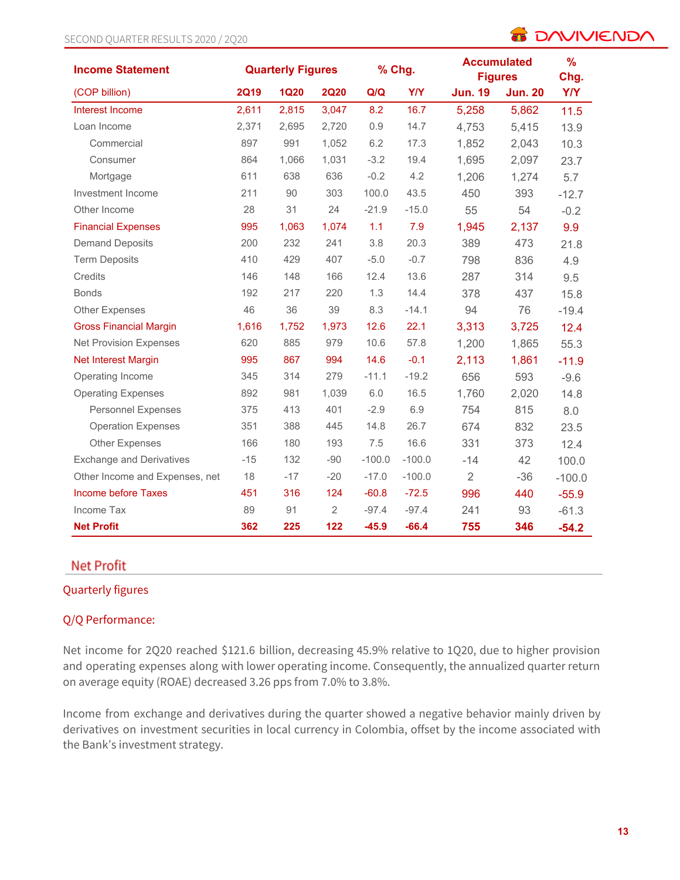| Income Statement | Quarterly Figures | | | % Chg. | | Accumulated Figures | | % Chg. |
|---|---|---|---|---|---|---|---|---|
| (COP billion) | 2Q19 | 1Q20 | 2Q20 | Q/Q | Y/Y | Jun. 19 | Jun. 20 | Y/Y |
| Interest Income | 2,611 | 2,815 | 3,047 | 8.2 | 16.7 | 5,258 | 5,862 | 11.5 |
| Loan Income | 2,371 | 2,695 | 2,720 | 0.9 | 14.7 | 4,753 | 5,415 | 13.9 |
| Commercial | 897 | 991 | 1,052 | 6.2 | 17.3 | 1,852 | 2,043 | 10.3 |
| Consumer | 864 | 1,066 | 1,031 | -3.2 | 19.4 | 1,695 | 2,097 | 23.7 |
| Mortgage | 611 | 638 | 636 | -0.2 | 4.2 | 1,206 | 1,274 | 5.7 |
| Investment Income | 211 | 90 | 303 | 100.0 | 43.5 | 450 | 393 | -12.7 |
| Other Income | 28 | 31 | 24 | -21.9 | -15.0 | 55 | 54 | -0.2 |
| Financial Expenses | 995 | 1,063 | 1,074 | 1.1 | 7.9 | 1,945 | 2,137 | 9.9 |
| Demand Deposits | 200 | 232 | 241 | 3.8 | 20.3 | 389 | 473 | 21.8 |
| Term Deposits | 410 | 429 | 407 | -5.0 | -0.7 | 798 | 836 | 4.9 |
| Credits | 146 | 148 | 166 | 12.4 | 13.6 | 287 | 314 | 9.5 |
| Bonds | 192 | 217 | 220 | 1.3 | 14.4 | 378 | 437 | 15.8 |
| Other Expenses | 46 | 36 | 39 | 8.3 | -14.1 | 94 | 76 | -19.4 |
| Gross Financial Margin | 1,616 | 1,752 | 1,973 | 12.6 | 22.1 | 3,313 | 3,725 | 12.4 |
| Net Provision Expenses | 620 | 885 | 979 | 10.6 | 57.8 | 1,200 | 1,865 | 55.3 |
| Net Interest Margin | 995 | 867 | 994 | 14.6 | -0.1 | 2,113 | 1,861 | -11.9 |
| Operating Income | 345 | 314 | 279 | -11.1 | -19.2 | 656 | 593 | -9.6 |
| Operating Expenses | 892 | 981 | 1,039 | 6.0 | 16.5 | 1,760 | 2,020 | 14.8 |
| Personnel Expenses | 375 | 413 | 401 | -2.9 | 6.9 | 754 | 815 | 8.0 |
| Operation Expenses | 351 | 388 | 445 | 14.8 | 26.7 | 674 | 832 | 23.5 |
| Other Expenses | 166 | 180 | 193 | 7.5 | 16.6 | 331 | 373 | 12.4 |
| Exchange and Derivatives | -15 | 132 | -90 | -100.0 | -100.0 | -14 | 42 | 100.0 |
| Other Income and Expenses, net | 18 | -17 | -20 | -17.0 | -100.0 | 2 | -36 | -100.0 |
| Income before Taxes | 451 | 316 | 124 | -60.8 | -72.5 | 996 | 440 | -55.9 |
| Income Tax | 89 | 91 | 2 | -97.4 | -97.4 | 241 | 93 | -61.3 |
| **Net Profit** | **362** | **225** | **122** | **-45.9** | **-66.4** | **755** | **346** | **-54.2** |

## Net Profit

### Quarterly figures

### Q/Q Performance:

Net income for 2Q20 reached $121.6 billion, decreasing 45.9% relative to 1Q20, due to higher provision and operating expenses along with lower operating income. Consequently, the annualized quarter return on average equity (ROAE) decreased 3.26 pps from 7.0% to 3.8%.

Income from exchange and derivatives during the quarter showed a negative behavior mainly driven by derivatives on investment securities in local currency in Colombia, offset by the income associated with the Bank's investment strategy.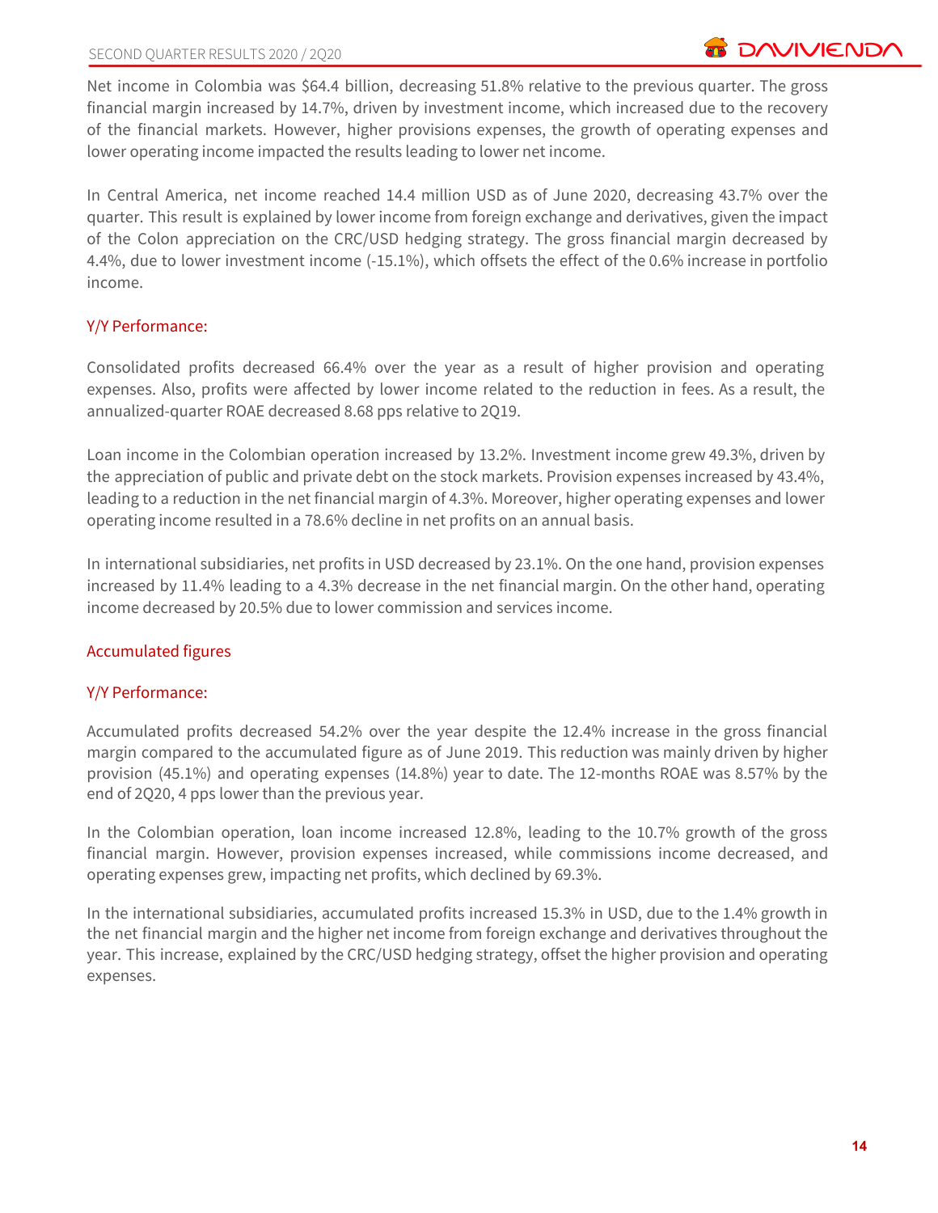Net income in Colombia was $64.4 billion, decreasing 51.8% relative to the previous quarter. The gross financial margin increased by 14.7%, driven by investment income, which increased due to the recovery of the financial markets. However, higher provisions expenses, the growth of operating expenses and lower operating income impacted the results leading to lower net income.

In Central America, net income reached 14.4 million USD as of June 2020, decreasing 43.7% over the quarter. This result is explained by lower income from foreign exchange and derivatives, given the impact of the Colon appreciation on the CRC/USD hedging strategy. The gross financial margin decreased by 4.4%, due to lower investment income (-15.1%), which offsets the effect of the 0.6% increase in portfolio income.

### Y/Y Performance:

Consolidated profits decreased 66.4% over the year as a result of higher provision and operating expenses. Also, profits were affected by lower income related to the reduction in fees. As a result, the annualized-quarter ROAE decreased 8.68 pps relative to 2Q19.

Loan income in the Colombian operation increased by 13.2%. Investment income grew 49.3%, driven by the appreciation of public and private debt on the stock markets. Provision expenses increased by 43.4%, leading to a reduction in the net financial margin of 4.3%. Moreover, higher operating expenses and lower operating income resulted in a 78.6% decline in net profits on an annual basis.

In international subsidiaries, net profits in USD decreased by 23.1%. On the one hand, provision expenses increased by 11.4% leading to a 4.3% decrease in the net financial margin. On the other hand, operating income decreased by 20.5% due to lower commission and services income.

## Accumulated figures

### Y/Y Performance:

Accumulated profits decreased 54.2% over the year despite the 12.4% increase in the gross financial margin compared to the accumulated figure as of June 2019. This reduction was mainly driven by higher provision (45.1%) and operating expenses (14.8%) year to date. The 12-months ROAE was 8.57% by the end of 2Q20, 4 pps lower than the previous year.

In the Colombian operation, loan income increased 12.8%, leading to the 10.7% growth of the gross financial margin. However, provision expenses increased, while commissions income decreased, and operating expenses grew, impacting net profits, which declined by 69.3%.

In the international subsidiaries, accumulated profits increased 15.3% in USD, due to the 1.4% growth in the net financial margin and the higher net income from foreign exchange and derivatives throughout the year. This increase, explained by the CRC/USD hedging strategy, offset the higher provision and operating expenses.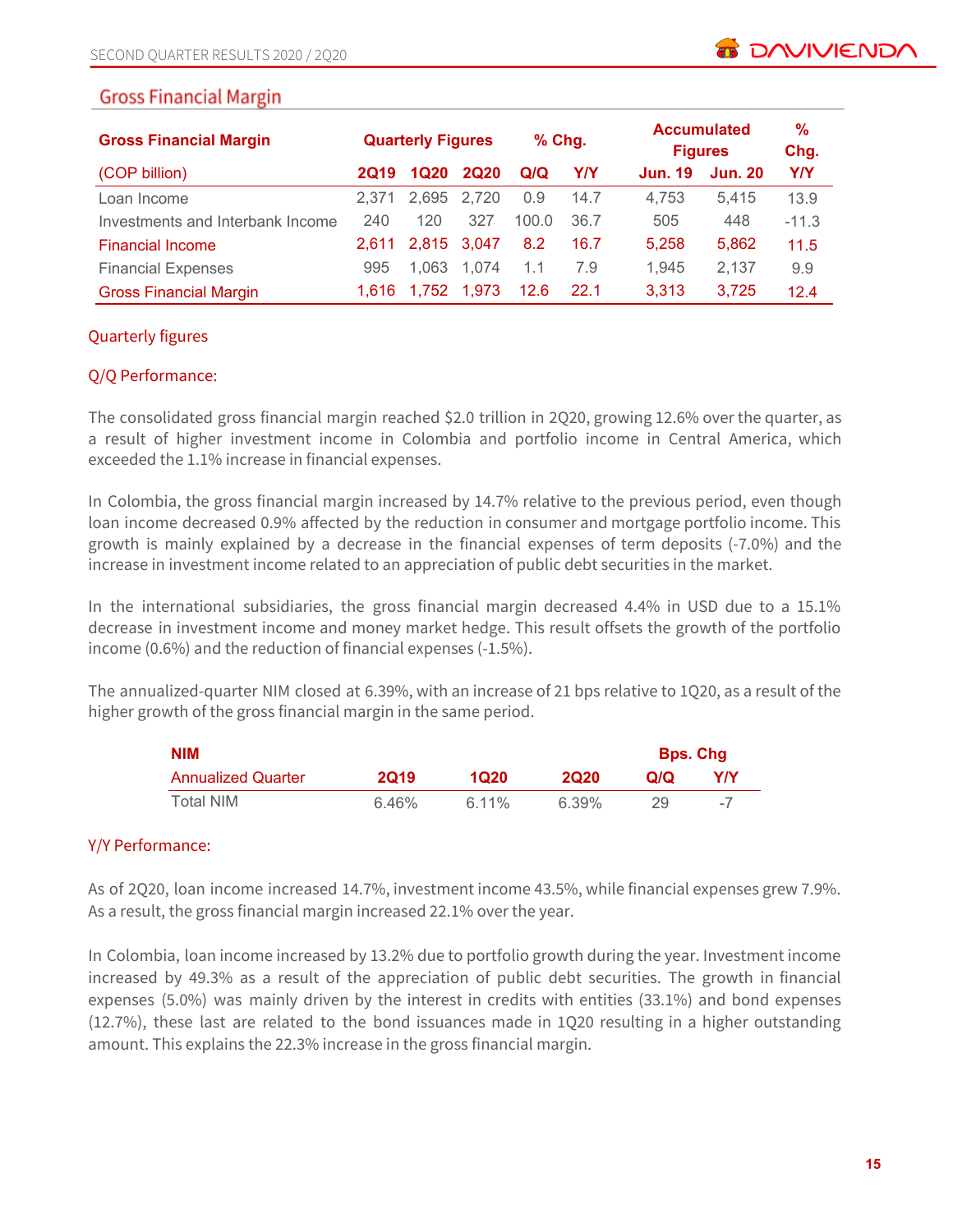## Gross Financial Margin

| Gross Financial Margin | Quarterly Figures | | | % Chg. | | Accumulated Figures | | % Chg. |
|---|---|---|---|---|---|---|---|---|
| (COP billion) | 2Q19 | 1Q20 | 2Q20 | Q/Q | Y/Y | Jun. 19 | Jun. 20 | Y/Y |
| Loan Income | 2,371 | 2,695 | 2,720 | 0.9 | 14.7 | 4,753 | 5,415 | 13.9 |
| Investments and Interbank Income | 240 | 120 | 327 | 100.0 | 36.7 | 505 | 448 | -11.3 |
| Financial Income | 2,611 | 2,815 | 3,047 | 8.2 | 16.7 | 5,258 | 5,862 | 11.5 |
| Financial Expenses | 995 | 1,063 | 1,074 | 1.1 | 7.9 | 1,945 | 2,137 | 9.9 |
| Gross Financial Margin | 1,616 | 1,752 | 1,973 | 12.6 | 22.1 | 3,313 | 3,725 | 12.4 |

### Quarterly figures

### Q/Q Performance:

The consolidated gross financial margin reached $2.0 trillion in 2Q20, growing 12.6% over the quarter, as a result of higher investment income in Colombia and portfolio income in Central America, which exceeded the 1.1% increase in financial expenses.

In Colombia, the gross financial margin increased by 14.7% relative to the previous period, even though loan income decreased 0.9% affected by the reduction in consumer and mortgage portfolio income. This growth is mainly explained by a decrease in the financial expenses of term deposits (-7.0%) and the increase in investment income related to an appreciation of public debt securities in the market.

In the international subsidiaries, the gross financial margin decreased 4.4% in USD due to a 15.1% decrease in investment income and money market hedge. This result offsets the growth of the portfolio income (0.6%) and the reduction of financial expenses (-1.5%).

The annualized-quarter NIM closed at 6.39%, with an increase of 21 bps relative to 1Q20, as a result of the higher growth of the gross financial margin in the same period.

| NIM | | | | Bps. Chg | |
|---|---|---|---|---|---|
| Annualized Quarter | 2Q19 | 1Q20 | 2Q20 | Q/Q | Y/Y |
| Total NIM | 6.46% | 6.11% | 6.39% | 29 | -7 |

### Y/Y Performance:

As of 2Q20, loan income increased 14.7%, investment income 43.5%, while financial expenses grew 7.9%. As a result, the gross financial margin increased 22.1% over the year.

In Colombia, loan income increased by 13.2% due to portfolio growth during the year. Investment income increased by 49.3% as a result of the appreciation of public debt securities. The growth in financial expenses (5.0%) was mainly driven by the interest in credits with entities (33.1%) and bond expenses (12.7%), these last are related to the bond issuances made in 1Q20 resulting in a higher outstanding amount. This explains the 22.3% increase in the gross financial margin.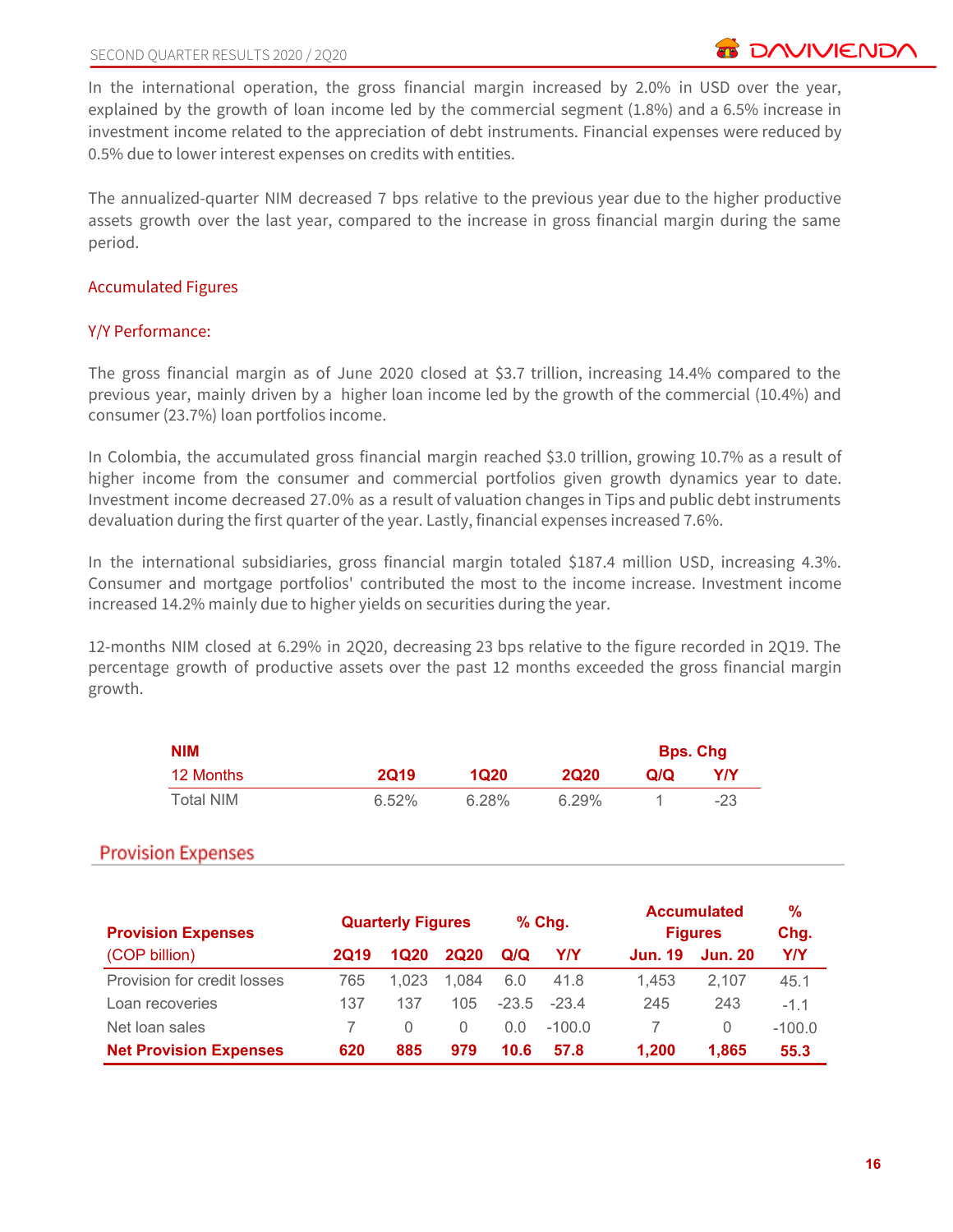In the international operation, the gross financial margin increased by 2.0% in USD over the year, explained by the growth of loan income led by the commercial segment (1.8%) and a 6.5% increase in investment income related to the appreciation of debt instruments. Financial expenses were reduced by 0.5% due to lower interest expenses on credits with entities.

The annualized-quarter NIM decreased 7 bps relative to the previous year due to the higher productive assets growth over the last year, compared to the increase in gross financial margin during the same period.

### Accumulated Figures

### Y/Y Performance:

The gross financial margin as of June 2020 closed at $3.7 trillion, increasing 14.4% compared to the previous year, mainly driven by a higher loan income led by the growth of the commercial (10.4%) and consumer (23.7%) loan portfolios income.

In Colombia, the accumulated gross financial margin reached $3.0 trillion, growing 10.7% as a result of higher income from the consumer and commercial portfolios given growth dynamics year to date. Investment income decreased 27.0% as a result of valuation changes in Tips and public debt instruments devaluation during the first quarter of the year. Lastly, financial expenses increased 7.6%.

In the international subsidiaries, gross financial margin totaled $187.4 million USD, increasing 4.3%. Consumer and mortgage portfolios' contributed the most to the income increase. Investment income increased 14.2% mainly due to higher yields on securities during the year.

12-months NIM closed at 6.29% in 2Q20, decreasing 23 bps relative to the figure recorded in 2Q19. The percentage growth of productive assets over the past 12 months exceeded the gross financial margin growth.

| **NIM** | | | | **Bps. Chg** | |
|---|---|---|---|---|---|
| 12 Months | **2Q19** | **1Q20** | **2Q20** | **Q/Q** | **Y/Y** |
| Total NIM | 6.52% | 6.28% | 6.29% | 1 | -23 |

## Provision Expenses

| **Provision Expenses** | **Quarterly Figures** | | | **% Chg.** | | **Accumulated Figures** | | **% Chg.** |
|---|---|---|---|---|---|---|---|---|
| (COP billion) | **2Q19** | **1Q20** | **2Q20** | **Q/Q** | **Y/Y** | **Jun. 19** | **Jun. 20** | **Y/Y** |
| Provision for credit losses | 765 | 1,023 | 1,084 | 6.0 | 41.8 | 1,453 | 2,107 | 45.1 |
| Loan recoveries | 137 | 137 | 105 | -23.5 | -23.4 | 245 | 243 | -1.1 |
| Net loan sales | 7 | 0 | 0 | 0.0 | -100.0 | 7 | 0 | -100.0 |
| **Net Provision Expenses** | **620** | **885** | **979** | **10.6** | **57.8** | **1,200** | **1,865** | **55.3** |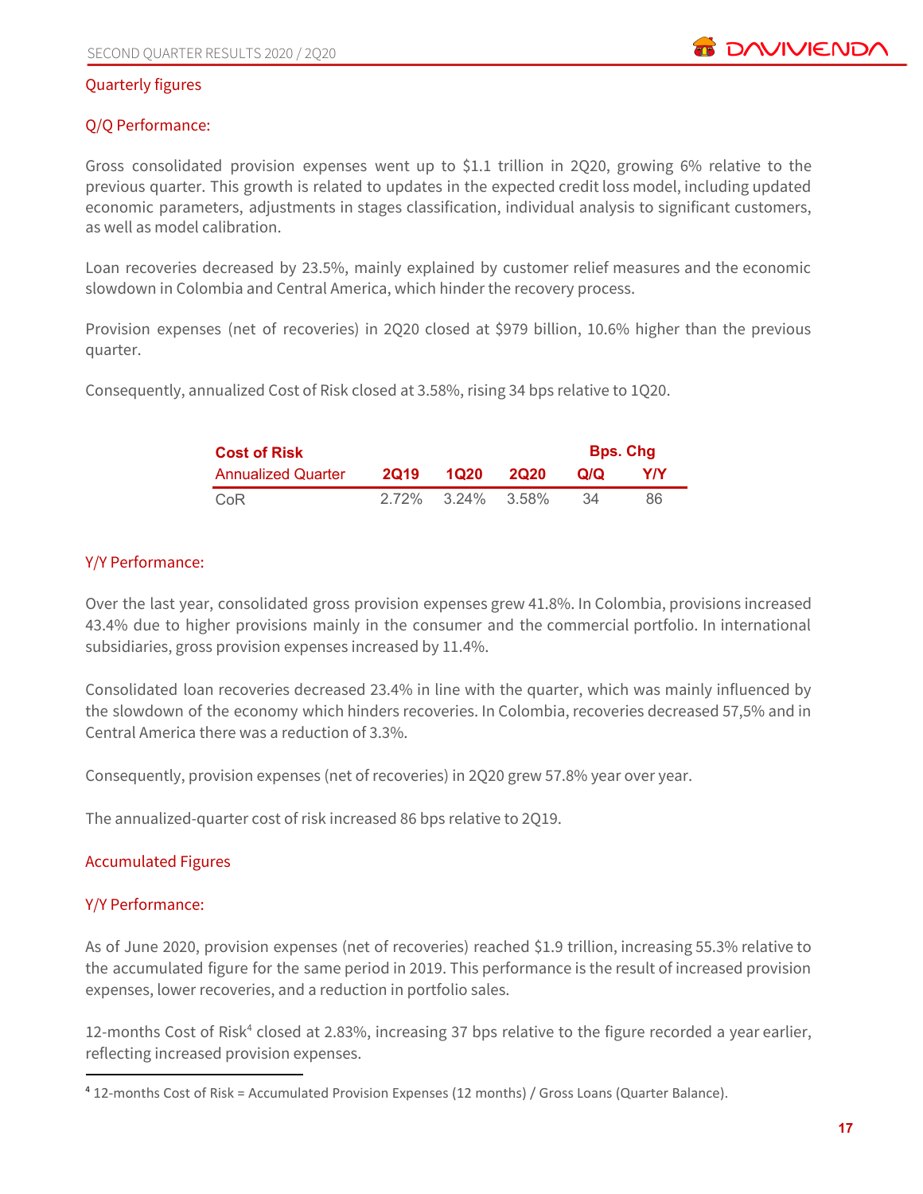## Quarterly figures

### Q/Q Performance:

Gross consolidated provision expenses went up to $1.1 trillion in 2Q20, growing 6% relative to the previous quarter. This growth is related to updates in the expected credit loss model, including updated economic parameters, adjustments in stages classification, individual analysis to significant customers, as well as model calibration.

Loan recoveries decreased by 23.5%, mainly explained by customer relief measures and the economic slowdown in Colombia and Central America, which hinder the recovery process.

Provision expenses (net of recoveries) in 2Q20 closed at $979 billion, 10.6% higher than the previous quarter.

Consequently, annualized Cost of Risk closed at 3.58%, rising 34 bps relative to 1Q20.

| **Cost of Risk** | | | | **Bps. Chg** | |
|---|---|---|---|---|---|
| Annualized Quarter | **2Q19** | **1Q20** | **2Q20** | **Q/Q** | **Y/Y** |
| CoR | 2.72% | 3.24% | 3.58% | 34 | 86 |

### Y/Y Performance:

Over the last year, consolidated gross provision expenses grew 41.8%. In Colombia, provisions increased 43.4% due to higher provisions mainly in the consumer and the commercial portfolio. In international subsidiaries, gross provision expenses increased by 11.4%.

Consolidated loan recoveries decreased 23.4% in line with the quarter, which was mainly influenced by the slowdown of the economy which hinders recoveries. In Colombia, recoveries decreased 57,5% and in Central America there was a reduction of 3.3%.

Consequently, provision expenses (net of recoveries) in 2Q20 grew 57.8% year over year.

The annualized-quarter cost of risk increased 86 bps relative to 2Q19.

## Accumulated Figures

### Y/Y Performance:

As of June 2020, provision expenses (net of recoveries) reached $1.9 trillion, increasing 55.3% relative to the accumulated figure for the same period in 2019. This performance is the result of increased provision expenses, lower recoveries, and a reduction in portfolio sales.

12-months Cost of Risk[4] closed at 2.83%, increasing 37 bps relative to the figure recorded a year earlier, reflecting increased provision expenses.

---

[4] 12-months Cost of Risk = Accumulated Provision Expenses (12 months) / Gross Loans (Quarter Balance).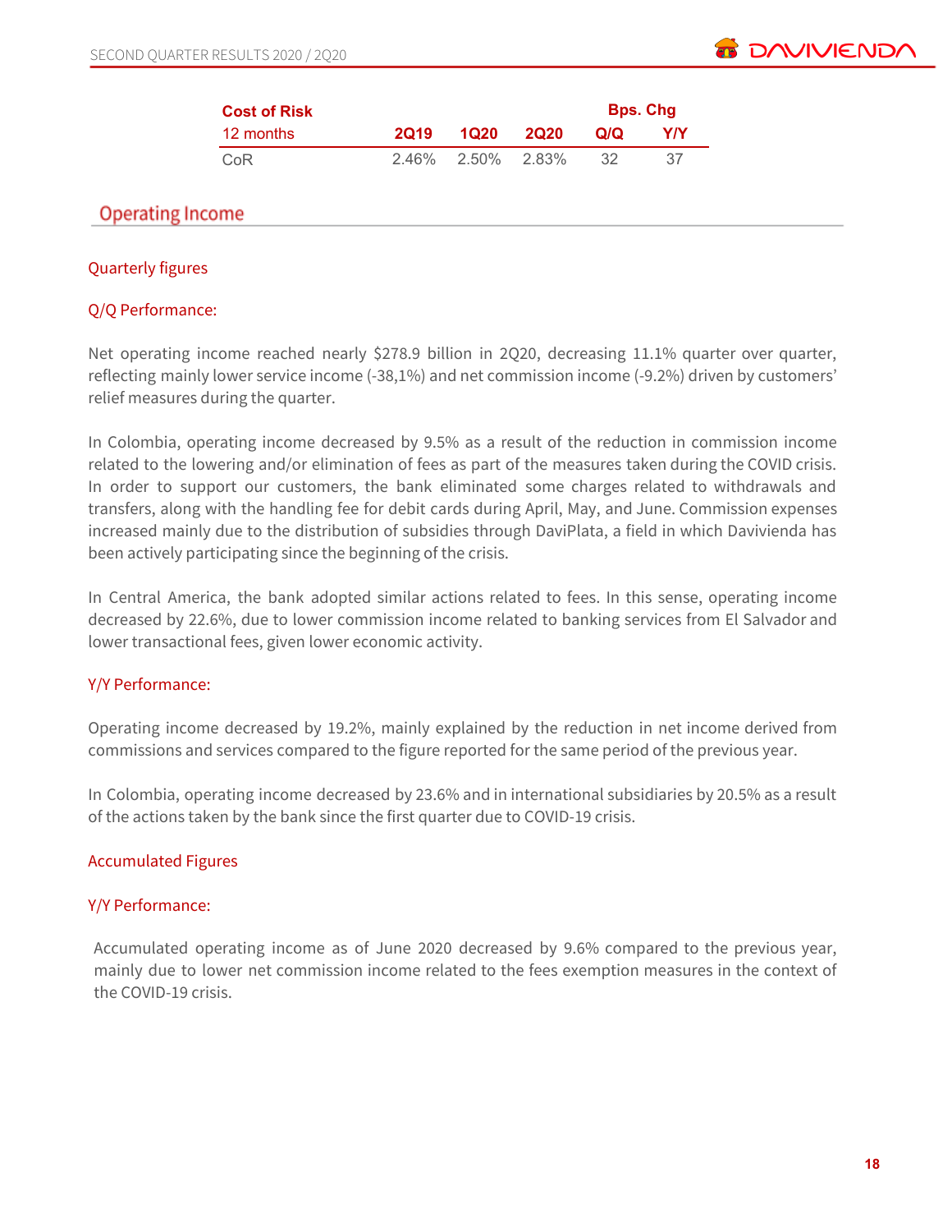| Cost of Risk | | | | Bps. Chg | |
|---|---|---|---|---|---|
| 12 months | 2Q19 | 1Q20 | 2Q20 | Q/Q | Y/Y |
| CoR | 2.46% | 2.50% | 2.83% | 32 | 37 |

## Operating Income

### Quarterly figures

#### Q/Q Performance:

Net operating income reached nearly $278.9 billion in 2Q20, decreasing 11.1% quarter over quarter, reflecting mainly lower service income (-38,1%) and net commission income (-9.2%) driven by customers' relief measures during the quarter.

In Colombia, operating income decreased by 9.5% as a result of the reduction in commission income related to the lowering and/or elimination of fees as part of the measures taken during the COVID crisis. In order to support our customers, the bank eliminated some charges related to withdrawals and transfers, along with the handling fee for debit cards during April, May, and June. Commission expenses increased mainly due to the distribution of subsidies through DaviPlata, a field in which Davivienda has been actively participating since the beginning of the crisis.

In Central America, the bank adopted similar actions related to fees. In this sense, operating income decreased by 22.6%, due to lower commission income related to banking services from El Salvador and lower transactional fees, given lower economic activity.

#### Y/Y Performance:

Operating income decreased by 19.2%, mainly explained by the reduction in net income derived from commissions and services compared to the figure reported for the same period of the previous year.

In Colombia, operating income decreased by 23.6% and in international subsidiaries by 20.5% as a result of the actions taken by the bank since the first quarter due to COVID-19 crisis.

### Accumulated Figures

#### Y/Y Performance:

Accumulated operating income as of June 2020 decreased by 9.6% compared to the previous year, mainly due to lower net commission income related to the fees exemption measures in the context of the COVID-19 crisis.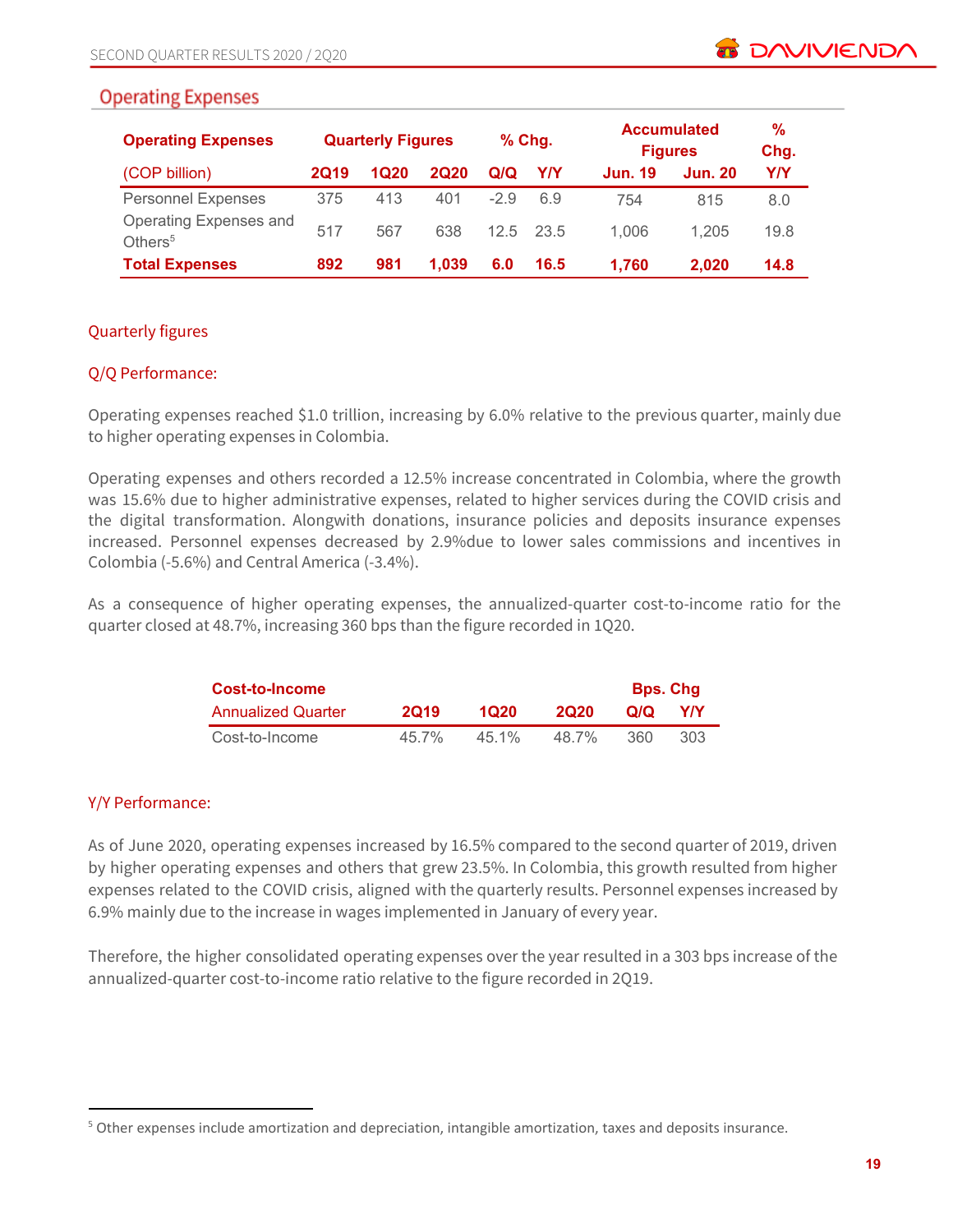## Operating Expenses

| Operating Expenses | Quarterly Figures | | | % Chg. | | Accumulated Figures | | % Chg. |
|---|---|---|---|---|---|---|---|---|
| (COP billion) | 2Q19 | 1Q20 | 2Q20 | Q/Q | Y/Y | Jun. 19 | Jun. 20 | Y/Y |
| Personnel Expenses | 375 | 413 | 401 | -2.9 | 6.9 | 754 | 815 | 8.0 |
| Operating Expenses and Others[5] | 517 | 567 | 638 | 12.5 | 23.5 | 1,006 | 1,205 | 19.8 |
| **Total Expenses** | **892** | **981** | **1,039** | **6.0** | **16.5** | **1,760** | **2,020** | **14.8** |

### Quarterly figures

### Q/Q Performance:

Operating expenses reached $1.0 trillion, increasing by 6.0% relative to the previous quarter, mainly due to higher operating expenses in Colombia.

Operating expenses and others recorded a 12.5% increase concentrated in Colombia, where the growth was 15.6% due to higher administrative expenses, related to higher services during the COVID crisis and the digital transformation. Alongwith donations, insurance policies and deposits insurance expenses increased. Personnel expenses decreased by 2.9%due to lower sales commissions and incentives in Colombia (-5.6%) and Central America (-3.4%).

As a consequence of higher operating expenses, the annualized-quarter cost-to-income ratio for the quarter closed at 48.7%, increasing 360 bps than the figure recorded in 1Q20.

| Cost-to-Income | | | | Bps. Chg | |
|---|---|---|---|---|---|
| Annualized Quarter | 2Q19 | 1Q20 | 2Q20 | Q/Q | Y/Y |
| Cost-to-Income | 45.7% | 45.1% | 48.7% | 360 | 303 |

### Y/Y Performance:

As of June 2020, operating expenses increased by 16.5% compared to the second quarter of 2019, driven by higher operating expenses and others that grew 23.5%. In Colombia, this growth resulted from higher expenses related to the COVID crisis, aligned with the quarterly results. Personnel expenses increased by 6.9% mainly due to the increase in wages implemented in January of every year.

Therefore, the higher consolidated operating expenses over the year resulted in a 303 bps increase of the annualized-quarter cost-to-income ratio relative to the figure recorded in 2Q19.

---

[5] Other expenses include amortization and depreciation, intangible amortization, taxes and deposits insurance.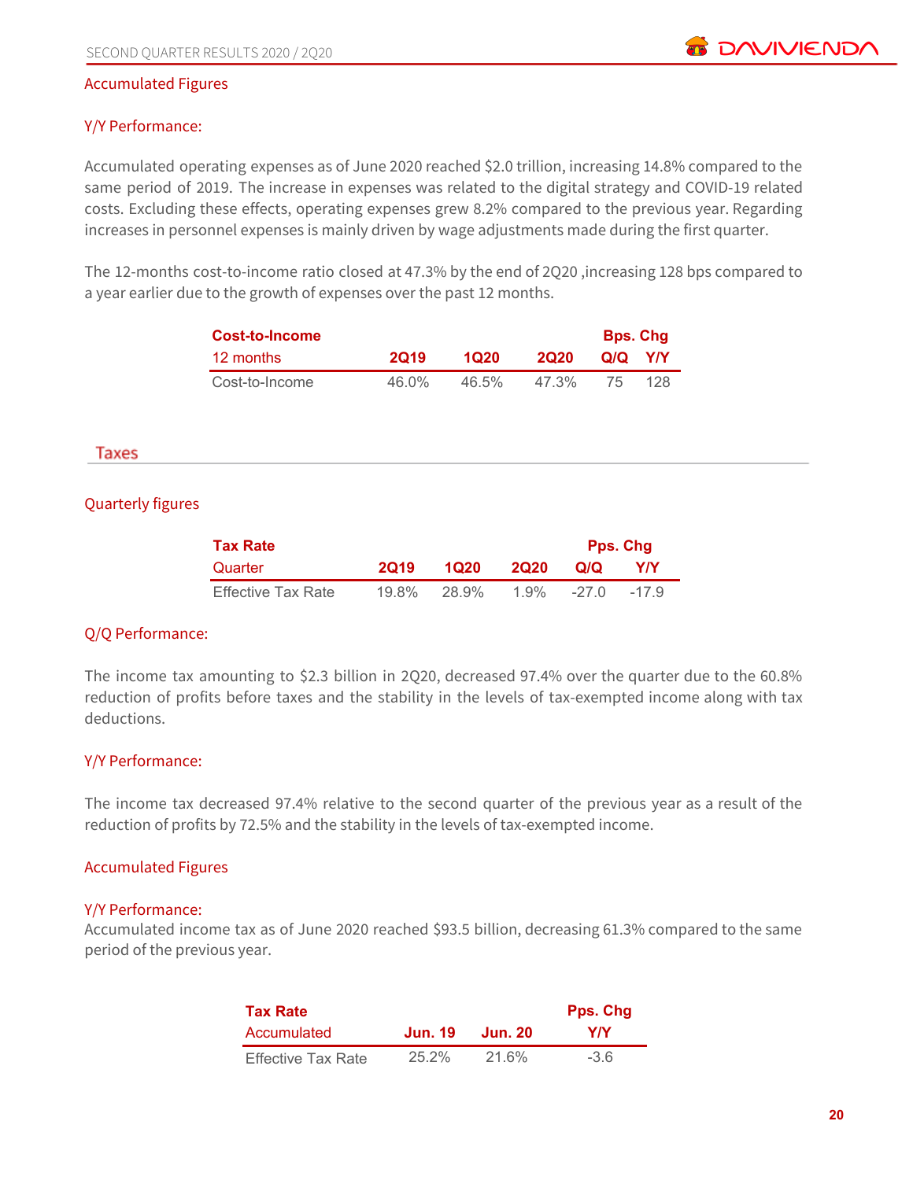### Accumulated Figures

#### Y/Y Performance:

Accumulated operating expenses as of June 2020 reached $2.0 trillion, increasing 14.8% compared to the same period of 2019. The increase in expenses was related to the digital strategy and COVID-19 related costs. Excluding these effects, operating expenses grew 8.2% compared to the previous year. Regarding increases in personnel expenses is mainly driven by wage adjustments made during the first quarter.

The 12-months cost-to-income ratio closed at 47.3% by the end of 2Q20 ,increasing 128 bps compared to a year earlier due to the growth of expenses over the past 12 months.

| **Cost-to-Income** | | | | **Bps. Chg** | |
|---|---|---|---|---|---|
| 12 months | **2Q19** | **1Q20** | **2Q20** | **Q/Q** | **Y/Y** |
| Cost-to-Income | 46.0% | 46.5% | 47.3% | 75 | 128 |

## Taxes

### Quarterly figures

| **Tax Rate** | | | | **Pps. Chg** | |
|---|---|---|---|---|---|
| Quarter | **2Q19** | **1Q20** | **2Q20** | **Q/Q** | **Y/Y** |
| Effective Tax Rate | 19.8% | 28.9% | 1.9% | -27.0 | -17.9 |

#### Q/Q Performance:

The income tax amounting to $2.3 billion in 2Q20, decreased 97.4% over the quarter due to the 60.8% reduction of profits before taxes and the stability in the levels of tax-exempted income along with tax deductions.

#### Y/Y Performance:

The income tax decreased 97.4% relative to the second quarter of the previous year as a result of the reduction of profits by 72.5% and the stability in the levels of tax-exempted income.

### Accumulated Figures

#### Y/Y Performance:

Accumulated income tax as of June 2020 reached $93.5 billion, decreasing 61.3% compared to the same period of the previous year.

| **Tax Rate** | | | **Pps. Chg** |
|---|---|---|---|
| Accumulated | **Jun. 19** | **Jun. 20** | **Y/Y** |
| Effective Tax Rate | 25.2% | 21.6% | -3.6 |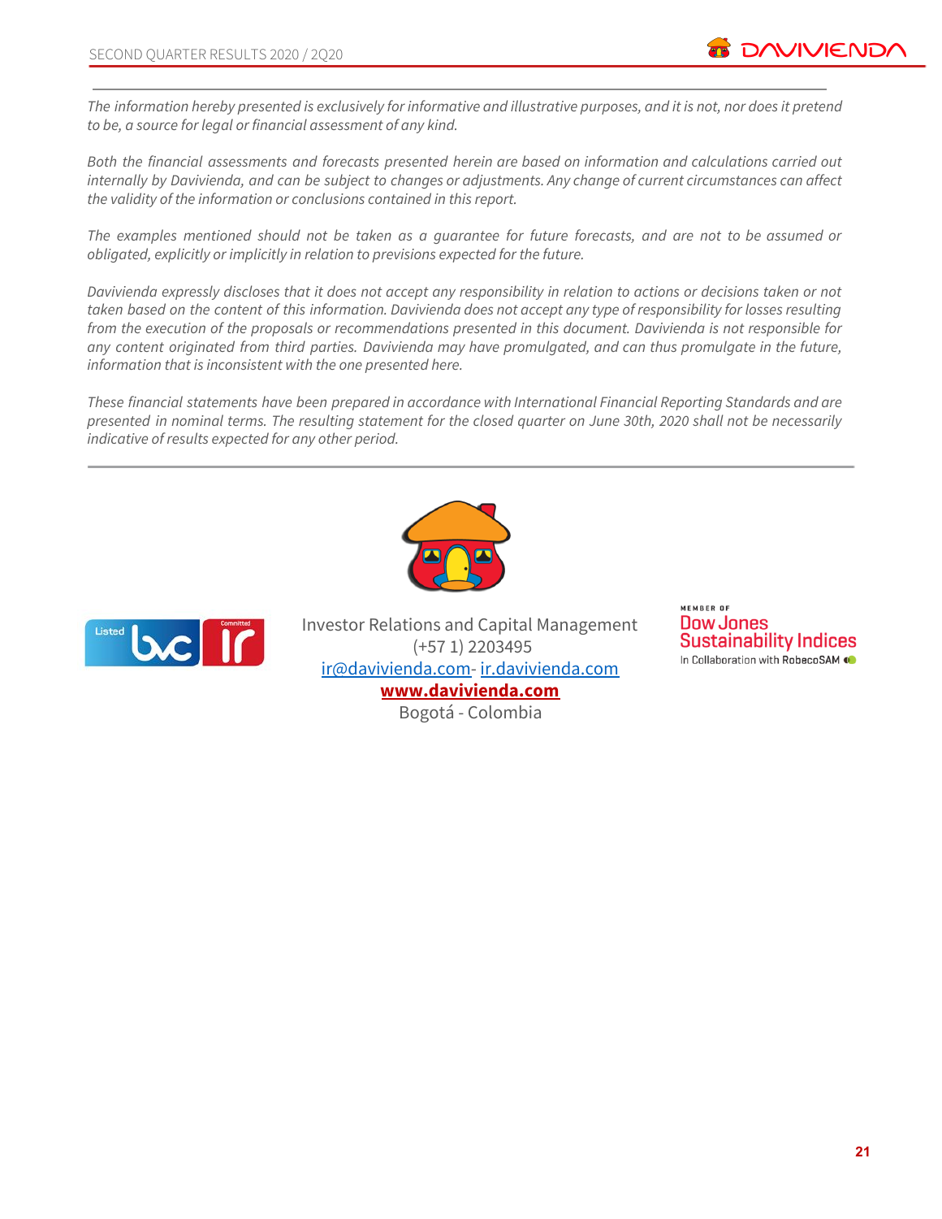*The information hereby presented is exclusively for informative and illustrative purposes, and it is not, nor does it pretend to be, a source for legal or financial assessment of any kind.*

*Both the financial assessments and forecasts presented herein are based on information and calculations carried out internally by Davivienda, and can be subject to changes or adjustments. Any change of current circumstances can affect the validity of the information or conclusions contained in this report.*

*The examples mentioned should not be taken as a guarantee for future forecasts, and are not to be assumed or obligated, explicitly or implicitly in relation to previsions expected for the future.*

*Davivienda expressly discloses that it does not accept any responsibility in relation to actions or decisions taken or not taken based on the content of this information. Davivienda does not accept any type of responsibility for losses resulting from the execution of the proposals or recommendations presented in this document. Davivienda is not responsible for any content originated from third parties. Davivienda may have promulgated, and can thus promulgate in the future, information that is inconsistent with the one presented here.*

*These financial statements have been prepared in accordance with International Financial Reporting Standards and are presented in nominal terms. The resulting statement for the closed quarter on June 30th, 2020 shall not be necessarily indicative of results expected for any other period.*

Listed bvc Committed ir

Investor Relations and Capital Management
(+57 1) 2203495
ir@davivienda.com- ir.davivienda.com
**www.davivienda.com**
Bogotá - Colombia

MEMBER OF
Dow Jones Sustainability Indices
In Collaboration with RobecoSAM